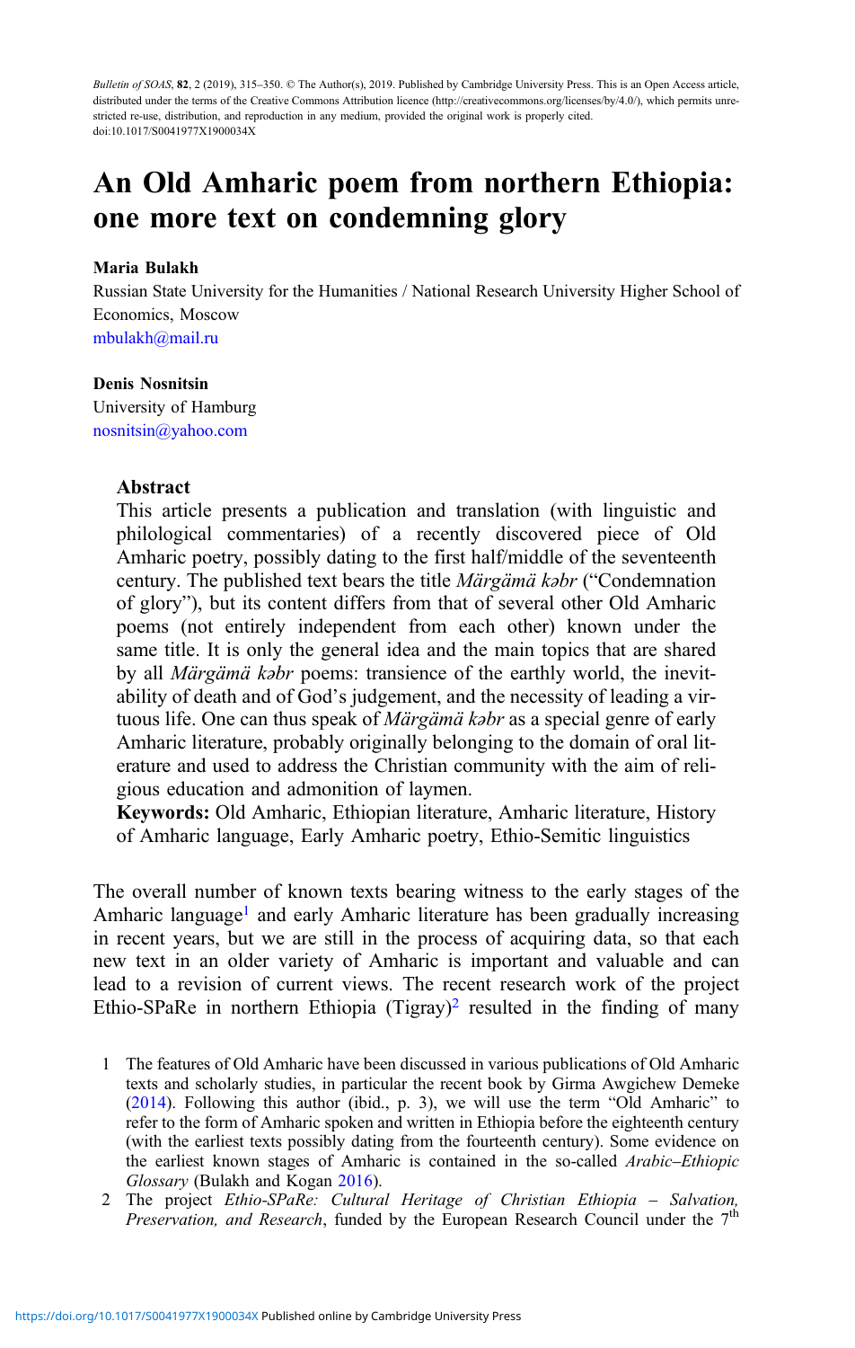# An Old Amharic poem from northern Ethiopia: one more text on condemning glory

**Maria Bulakh**

Russian State University for the Humanities / National Research University Higher School of Economics, Moscow

mbulakh@mail.ru

**Denis Nosnitsin**

University of Hamburg

nosnitsin@yahoo.com

## Abstract

This article presents a publication and translation (with linguistic and philological commentaries) of a recently discovered piece of Old Amharic poetry, possibly dating to the first half/middle of the seventeenth century. The published text bears the title *Märgämä kəbr* ("Condemnation of glory"), but its content differs from that of several other Old Amharic poems (not entirely independent from each other) known under the same title. It is only the general idea and the main topics that are shared by all *Märgämä kəbr* poems: transience of the earthly world, the inevitability of death and of God's judgement, and the necessity of leading a virtuous life. One can thus speak of *Märgämä kəbr* as a special genre of early Amharic literature, probably originally belonging to the domain of oral literature and used to address the Christian community with the aim of religious education and admonition of laymen.

**Keywords:** Old Amharic, Ethiopian literature, Amharic literature, History of Amharic language, Early Amharic poetry, Ethio-Semitic linguistics

The overall number of known texts bearing witness to the early stages of the Amharic language[1] and early Amharic literature has been gradually increasing in recent years, but we are still in the process of acquiring data, so that each new text in an older variety of Amharic is important and valuable and can lead to a revision of current views. The recent research work of the project Ethio-SPaRe in northern Ethiopia (Tigray)[2] resulted in the finding of many

1 The features of Old Amharic have been discussed in various publications of Old Amharic texts and scholarly studies, in particular the recent book by Girma Awgichew Demeke (2014). Following this author (ibid., p. 3), we will use the term "Old Amharic" to refer to the form of Amharic spoken and written in Ethiopia before the eighteenth century (with the earliest texts possibly dating from the fourteenth century). Some evidence on the earliest known stages of Amharic is contained in the so-called *Arabic–Ethiopic Glossary* (Bulakh and Kogan 2016).

2 The project *Ethio-SPaRe: Cultural Heritage of Christian Ethiopia – Salvation, Preservation, and Research*, funded by the European Research Council under the 7th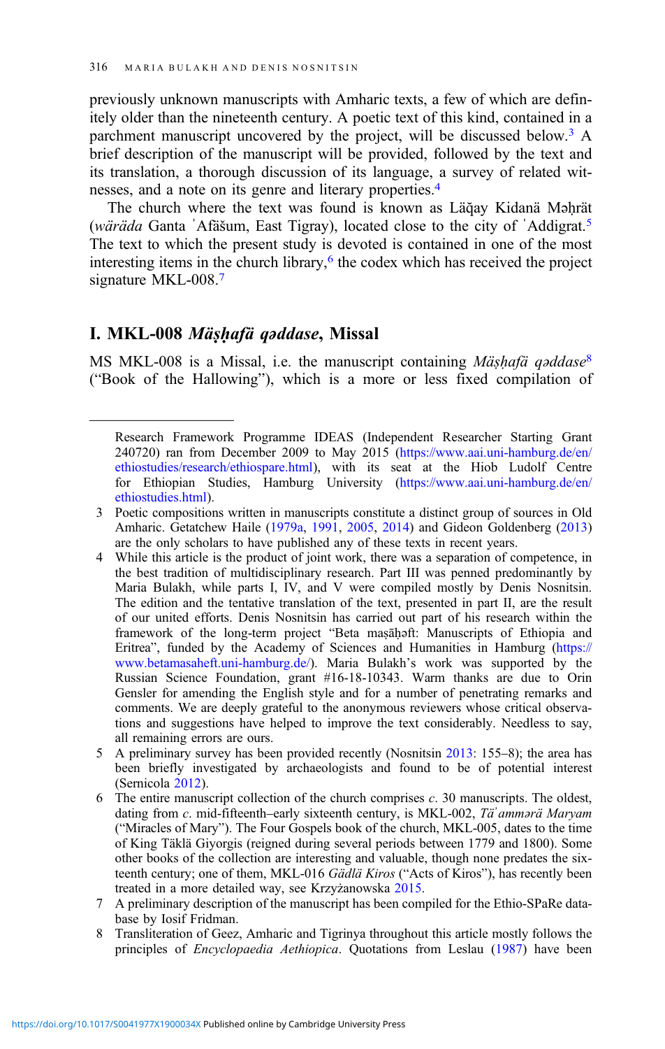previously unknown manuscripts with Amharic texts, a few of which are definitely older than the nineteenth century. A poetic text of this kind, contained in a parchment manuscript uncovered by the project, will be discussed below.[3] A brief description of the manuscript will be provided, followed by the text and its translation, a thorough discussion of its language, a survey of related witnesses, and a note on its genre and literary properties.[4]

The church where the text was found is known as Läq̣ay Kidanä Məḥrät (*wäräda* Ganta ʾAfäšum, East Tigray), located close to the city of ʿAddigrat.[5] The text to which the present study is devoted is contained in one of the most interesting items in the church library,[6] the codex which has received the project signature MKL-008.[7]

## I. MKL-008 *Mäṣḥafä qəddase*, Missal

MS MKL-008 is a Missal, i.e. the manuscript containing *Mäṣḥafä qəddase*[8] ("Book of the Hallowing"), which is a more or less fixed compilation of

---

Research Framework Programme IDEAS (Independent Researcher Starting Grant 240720) ran from December 2009 to May 2015 (https://www.aai.uni-hamburg.de/en/ethiostudies/research/ethiospare.html), with its seat at the Hiob Ludolf Centre for Ethiopian Studies, Hamburg University (https://www.aai.uni-hamburg.de/en/ethiostudies.html).

3 Poetic compositions written in manuscripts constitute a distinct group of sources in Old Amharic. Getatchew Haile (1979a, 1991, 2005, 2014) and Gideon Goldenberg (2013) are the only scholars to have published any of these texts in recent years.

4 While this article is the product of joint work, there was a separation of competence, in the best tradition of multidisciplinary research. Part III was penned predominantly by Maria Bulakh, while parts I, IV, and V were compiled mostly by Denis Nosnitsin. The edition and the tentative translation of the text, presented in part II, are the result of our united efforts. Denis Nosnitsin has carried out part of his research within the framework of the long-term project "Beta maṣāḥəft: Manuscripts of Ethiopia and Eritrea", funded by the Academy of Sciences and Humanities in Hamburg (https://www.betamasaheft.uni-hamburg.de/). Maria Bulakh's work was supported by the Russian Science Foundation, grant #16-18-10343. Warm thanks are due to Orin Gensler for amending the English style and for a number of penetrating remarks and comments. We are deeply grateful to the anonymous reviewers whose critical observations and suggestions have helped to improve the text considerably. Needless to say, all remaining errors are ours.

5 A preliminary survey has been provided recently (Nosnitsin 2013: 155–8); the area has been briefly investigated by archaeologists and found to be of potential interest (Sernicola 2012).

6 The entire manuscript collection of the church comprises *c.* 30 manuscripts. The oldest, dating from *c.* mid-fifteenth–early sixteenth century, is MKL-002, *Täʾammərä Maryam* ("Miracles of Mary"). The Four Gospels book of the church, MKL-005, dates to the time of King Täklä Giyorgis (reigned during several periods between 1779 and 1800). Some other books of the collection are interesting and valuable, though none predates the sixteenth century; one of them, MKL-016 *Gädlä Kiros* ("Acts of Kiros"), has recently been treated in a more detailed way, see Krzyżanowska 2015.

7 A preliminary description of the manuscript has been compiled for the Ethio-SPaRe database by Iosif Fridman.

8 Transliteration of Geez, Amharic and Tigrinya throughout this article mostly follows the principles of *Encyclopaedia Aethiopica*. Quotations from Leslau (1987) have been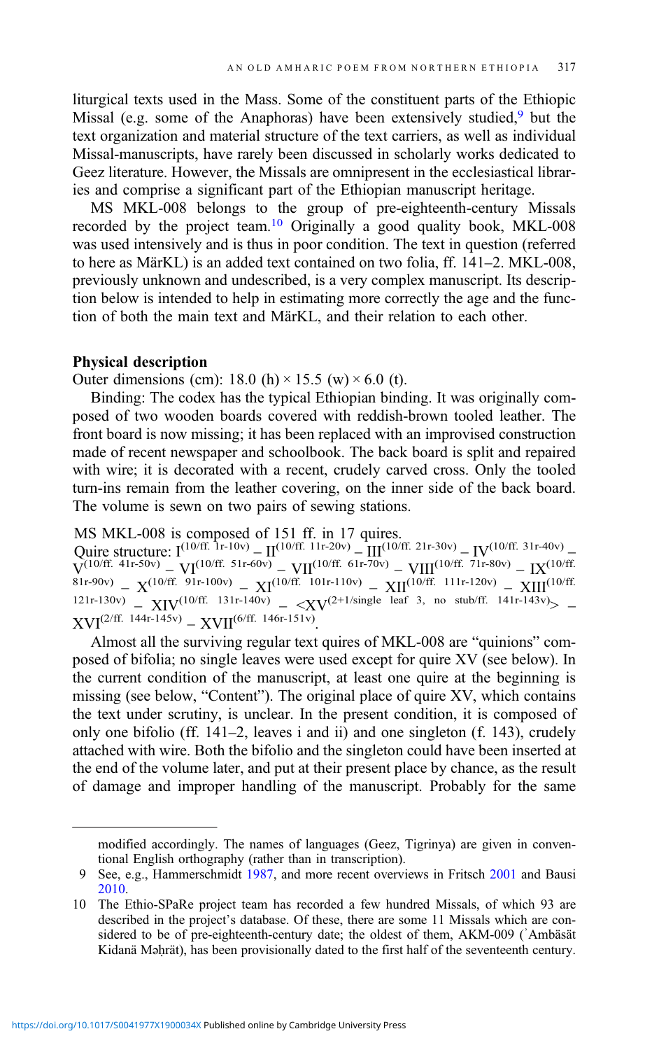liturgical texts used in the Mass. Some of the constituent parts of the Ethiopic Missal (e.g. some of the Anaphoras) have been extensively studied,[9] but the text organization and material structure of the text carriers, as well as individual Missal-manuscripts, have rarely been discussed in scholarly works dedicated to Geez literature. However, the Missals are omnipresent in the ecclesiastical libraries and comprise a significant part of the Ethiopian manuscript heritage.

MS MKL-008 belongs to the group of pre-eighteenth-century Missals recorded by the project team.[10] Originally a good quality book, MKL-008 was used intensively and is thus in poor condition. The text in question (referred to here as MärKL) is an added text contained on two folia, ff. 141–2. MKL-008, previously unknown and undescribed, is a very complex manuscript. Its description below is intended to help in estimating more correctly the age and the function of both the main text and MärKL, and their relation to each other.

**Physical description**

Outer dimensions (cm): 18.0 (h) × 15.5 (w) × 6.0 (t).

Binding: The codex has the typical Ethiopian binding. It was originally composed of two wooden boards covered with reddish-brown tooled leather. The front board is now missing; it has been replaced with an improvised construction made of recent newspaper and schoolbook. The back board is split and repaired with wire; it is decorated with a recent, crudely carved cross. Only the tooled turn-ins remain from the leather covering, on the inner side of the back board. The volume is sewn on two pairs of sewing stations.

MS MKL-008 is composed of 151 ff. in 17 quires.
Quire structure: $\mathrm{I}^{(10/\text{ff. } 1r\text{-}10v)}$ – $\mathrm{II}^{(10/\text{ff. } 11r\text{-}20v)}$ – $\mathrm{III}^{(10/\text{ff. } 21r\text{-}30v)}$ – $\mathrm{IV}^{(10/\text{ff. } 31r\text{-}40v)}$ – $\mathrm{V}^{(10/\text{ff. } 41r\text{-}50v)}$ – $\mathrm{VI}^{(10/\text{ff. } 51r\text{-}60v)}$ – $\mathrm{VII}^{(10/\text{ff. } 61r\text{-}70v)}$ – $\mathrm{VIII}^{(10/\text{ff. } 71r\text{-}80v)}$ – $\mathrm{IX}^{(10/\text{ff. } 81r\text{-}90v)}$ – $\mathrm{X}^{(10/\text{ff. } 91r\text{-}100v)}$ – $\mathrm{XI}^{(10/\text{ff. } 101r\text{-}110v)}$ – $\mathrm{XII}^{(10/\text{ff. } 111r\text{-}120v)}$ – $\mathrm{XIII}^{(10/\text{ff. } 121r\text{-}130v)}$ – $\mathrm{XIV}^{(10/\text{ff. } 131r\text{-}140v)}$ – $<\mathrm{XV}^{(2+1/\text{single leaf 3, no stub/ff. } 141r\text{-}143v)}>$ – $\mathrm{XVI}^{(2/\text{ff. } 144r\text{-}145v)}$ – $\mathrm{XVII}^{(6/\text{ff. } 146r\text{-}151v)}$.

Almost all the surviving regular text quires of MKL-008 are "quinions" composed of bifolia; no single leaves were used except for quire XV (see below). In the current condition of the manuscript, at least one quire at the beginning is missing (see below, "Content"). The original place of quire XV, which contains the text under scrutiny, is unclear. In the present condition, it is composed of only one bifolio (ff. 141–2, leaves i and ii) and one singleton (f. 143), crudely attached with wire. Both the bifolio and the singleton could have been inserted at the end of the volume later, and put at their present place by chance, as the result of damage and improper handling of the manuscript. Probably for the same

---

modified accordingly. The names of languages (Geez, Tigrinya) are given in conventional English orthography (rather than in transcription).

9 See, e.g., Hammerschmidt 1987, and more recent overviews in Fritsch 2001 and Bausi 2010.

10 The Ethio-SPaRe project team has recorded a few hundred Missals, of which 93 are described in the project's database. Of these, there are some 11 Missals which are considered to be of pre-eighteenth-century date; the oldest of them, AKM-009 (ʾAmbäsät Kidanä Məḥrät), has been provisionally dated to the first half of the seventeenth century.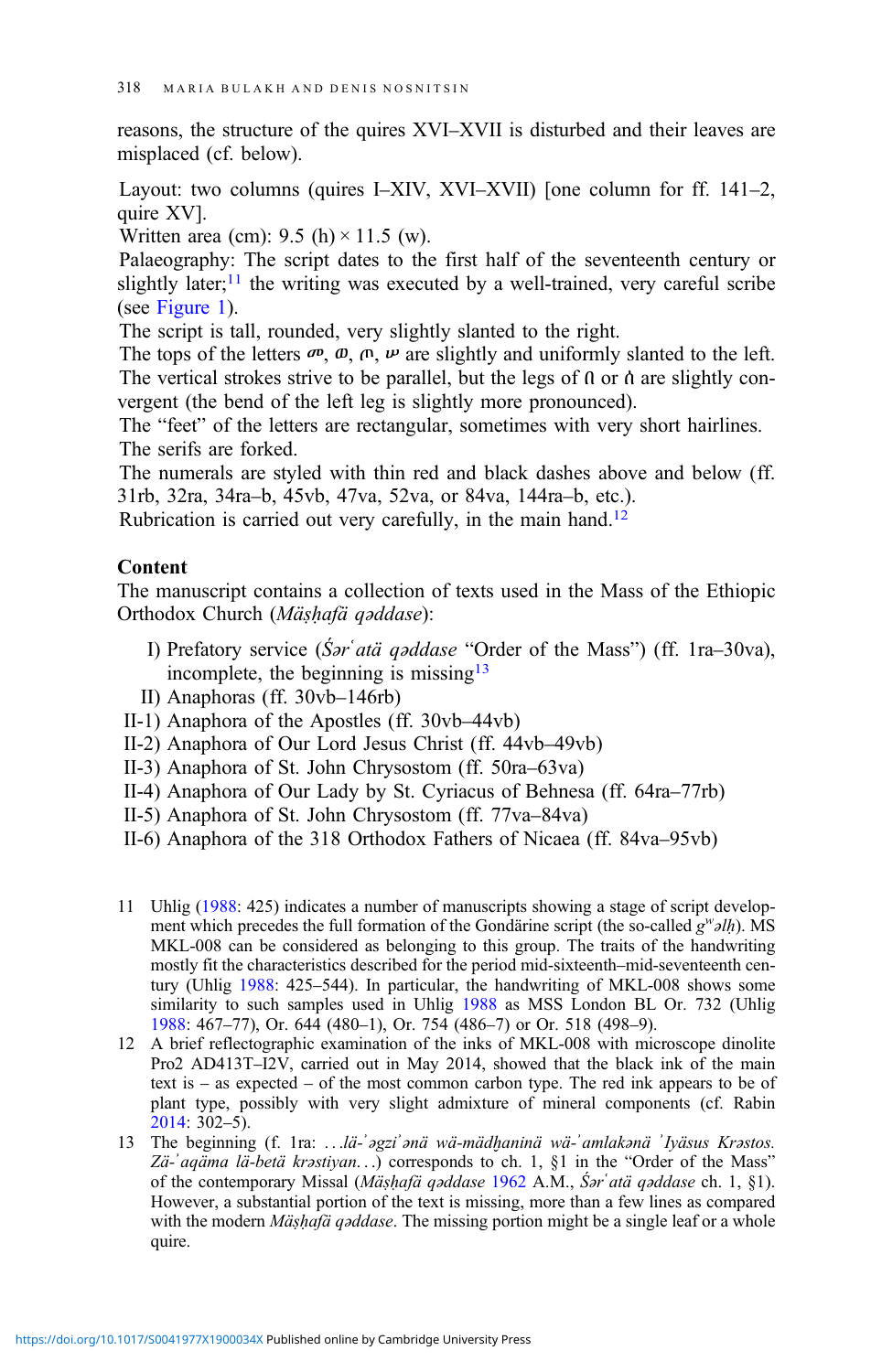reasons, the structure of the quires XVI–XVII is disturbed and their leaves are misplaced (cf. below).

Layout: two columns (quires I–XIV, XVI–XVII) [one column for ff. 141–2, quire XV].

Written area (cm): 9.5 (h) × 11.5 (w).

Palaeography: The script dates to the first half of the seventeenth century or slightly later;[11] the writing was executed by a well-trained, very careful scribe (see Figure 1).

The script is tall, rounded, very slightly slanted to the right.

The tops of the letters መ, ወ, ጠ, ው are slightly and uniformly slanted to the left.

The vertical strokes strive to be parallel, but the legs of በ or ሰ are slightly convergent (the bend of the left leg is slightly more pronounced).

The "feet" of the letters are rectangular, sometimes with very short hairlines.

The serifs are forked.

The numerals are styled with thin red and black dashes above and below (ff. 31rb, 32ra, 34ra–b, 45vb, 47va, 52va, or 84va, 144ra–b, etc.).

Rubrication is carried out very carefully, in the main hand.[12]

**Content**

The manuscript contains a collection of texts used in the Mass of the Ethiopic Orthodox Church (*Mäṣḥafä qəddase*):

I) Prefatory service (*Śərʿatä qəddase* "Order of the Mass") (ff. 1ra–30va), incomplete, the beginning is missing[13]

II) Anaphoras (ff. 30vb–146rb)

II-1) Anaphora of the Apostles (ff. 30vb–44vb)

II-2) Anaphora of Our Lord Jesus Christ (ff. 44vb–49vb)

II-3) Anaphora of St. John Chrysostom (ff. 50ra–63va)

II-4) Anaphora of Our Lady by St. Cyriacus of Behnesa (ff. 64ra–77rb)

II-5) Anaphora of St. John Chrysostom (ff. 77va–84va)

II-6) Anaphora of the 318 Orthodox Fathers of Nicaea (ff. 84va–95vb)

---

11 Uhlig (1988: 425) indicates a number of manuscripts showing a stage of script development which precedes the full formation of the Gondärine script (the so-called $g^{w}$*əlḥ*). MS MKL-008 can be considered as belonging to this group. The traits of the handwriting mostly fit the characteristics described for the period mid-sixteenth–mid-seventeenth century (Uhlig 1988: 425–544). In particular, the handwriting of MKL-008 shows some similarity to such samples used in Uhlig 1988 as MSS London BL Or. 732 (Uhlig 1988: 467–77), Or. 644 (480–1), Or. 754 (486–7) or Or. 518 (498–9).

12 A brief reflectographic examination of the inks of MKL-008 with microscope dinolite Pro2 AD413T–I2V, carried out in May 2014, showed that the black ink of the main text is – as expected – of the most common carbon type. The red ink appears to be of plant type, possibly with very slight admixture of mineral components (cf. Rabin 2014: 302–5).

13 The beginning (f. 1ra: …*lä-ʾəgziʾənä wä-mädḫaninä wä-ʾamlakənä ʾIyäsus Krəstos. Zä-ʾaqäma lä-betä krəstiyan…*) corresponds to ch. 1, §1 in the "Order of the Mass" of the contemporary Missal (*Mäṣḥafä qəddase* 1962 A.M., *Śərʿatä qəddase* ch. 1, §1). However, a substantial portion of the text is missing, more than a few lines as compared with the modern *Mäṣḥafä qəddase*. The missing portion might be a single leaf or a whole quire.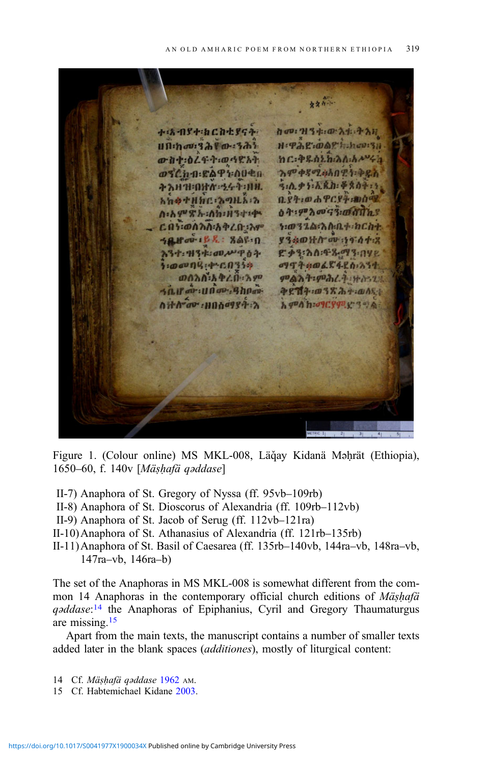Figure 1. (Colour online) MS MKL-008, Läq̣ay Kidanä Məḥrät (Ethiopia), 1650–60, f. 140v [*Mäṣḥafä qəddase*]

II-7) Anaphora of St. Gregory of Nyssa (ff. 95vb–109rb)
II-8) Anaphora of St. Dioscorus of Alexandria (ff. 109rb–112vb)
II-9) Anaphora of St. Jacob of Serug (ff. 112vb–121ra)
II-10) Anaphora of St. Athanasius of Alexandria (ff. 121rb–135rb)
II-11) Anaphora of St. Basil of Caesarea (ff. 135rb–140vb, 144ra–vb, 148ra–vb, 147ra–vb, 146ra–b)

The set of the Anaphoras in MS MKL-008 is somewhat different from the common 14 Anaphoras in the contemporary official church editions of *Mäṣḥafä qəddase*:[14] the Anaphoras of Epiphanius, Cyril and Gregory Thaumaturgus are missing.[15]

Apart from the main texts, the manuscript contains a number of smaller texts added later in the blank spaces (*additiones*), mostly of liturgical content:

14 Cf. *Mäṣḥafä qəddase* 1962 AM.
15 Cf. Habtemichael Kidane 2003.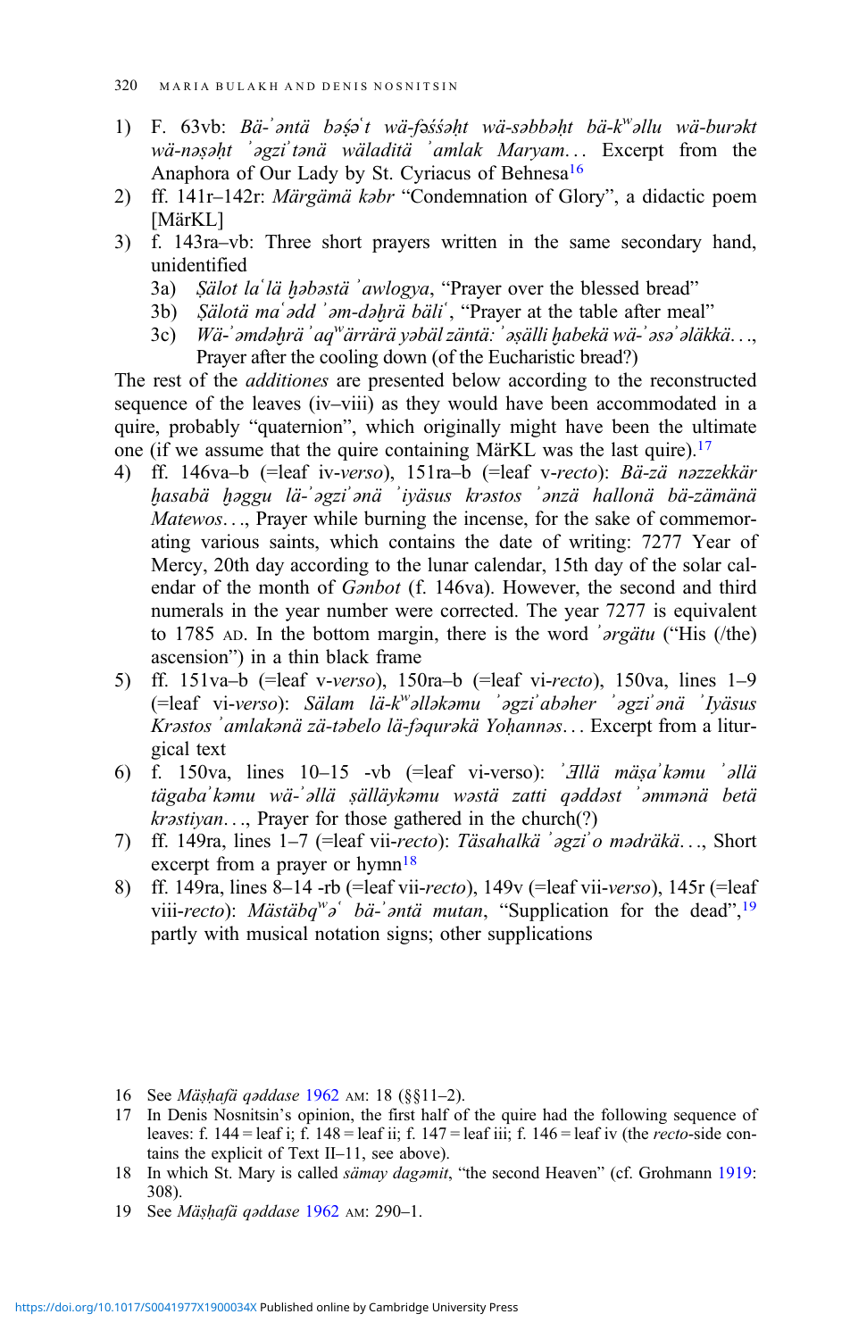1) F. 63vb: *Bä-ʾəntä bəṣ́əʿt wä-fəśśəḥt wä-səbbəḥt bä-kʷəllu wä-burəkt wä-nəṣəḥt ʾəgziʾtənä wäladitä ʾamlak Maryam…* Excerpt from the Anaphora of Our Lady by St. Cyriacus of Behnesa[16]
2) ff. 141r–142r: *Märgämä kəbr* "Condemnation of Glory", a didactic poem [MärKL]
3) f. 143ra–vb: Three short prayers written in the same secondary hand, unidentified
   3a) *Ṣälot laʿlä ḫəbəstä ʾawlogya*, "Prayer over the blessed bread"
   3b) *Ṣälotä maʿədd ʾəm-dəḫrä bäliʿ*, "Prayer at the table after meal"
   3c) *Wä-ʾəmdəḫrä ʾaqʷärrärä yəbäl zäntä: ʾəṣälli ḫabekä wä-ʾəsəʾəläkkä…*, Prayer after the cooling down (of the Eucharistic bread?)

The rest of the *additiones* are presented below according to the reconstructed sequence of the leaves (iv–viii) as they would have been accommodated in a quire, probably "quaternion", which originally might have been the ultimate one (if we assume that the quire containing MärKL was the last quire).[17]

4) ff. 146va–b (=leaf iv-*verso*), 151ra–b (=leaf v-*recto*): *Bä-zä nəzzekkär ḫasabä ḫəggu lä-ʾəgziʾənä ʾiyäsus krəstos ʾənzä hallonä bä-zämänä Matewos…*, Prayer while burning the incense, for the sake of commemorating various saints, which contains the date of writing: 7277 Year of Mercy, 20th day according to the lunar calendar, 15th day of the solar calendar of the month of *Gənbot* (f. 146va). However, the second and third numerals in the year number were corrected. The year 7277 is equivalent to 1785 AD. In the bottom margin, there is the word *ʾərgätu* ("His (/the) ascension") in a thin black frame
5) ff. 151va–b (=leaf v-*verso*), 150ra–b (=leaf vi-*recto*), 150va, lines 1–9 (=leaf vi-*verso*): *Sälam lä-kʷəlləkəmu ʾəgziʾabəher ʾəgziʾənä ʾIyäsus Krəstos ʾamlakənä zä-təbelo lä-fəqurəkä Yoḥannəs…* Excerpt from a liturgical text
6) f. 150va, lines 10–15 -vb (=leaf vi-verso): *ʾƎllä mäṣaʾkəmu ʾəllä tägabaʾkəmu wä-ʾəllä ṣälläykəmu wəstä zatti qəddəst ʾəmmənä betä krəstiyan…*, Prayer for those gathered in the church(?)
7) ff. 149ra, lines 1–7 (=leaf vii-*recto*): *Täsahalkä ʾəgziʾo mədräkä…*, Short excerpt from a prayer or hymn[18]
8) ff. 149ra, lines 8–14 -rb (=leaf vii-*recto*), 149v (=leaf vii-*verso*), 145r (=leaf viii-*recto*): *Mästäbqʷəʿ bä-ʾəntä mutan*, "Supplication for the dead",[19] partly with musical notation signs; other supplications

16 See *Mäṣḥafä qəddase* 1962 AM: 18 (§§11–2).

17 In Denis Nosnitsin's opinion, the first half of the quire had the following sequence of leaves: f. 144 = leaf i; f. 148 = leaf ii; f. 147 = leaf iii; f. 146 = leaf iv (the *recto*-side contains the explicit of Text II–11, see above).

18 In which St. Mary is called *sämay dagəmit*, "the second Heaven" (cf. Grohmann 1919: 308).

19 See *Mäṣḥafä qəddase* 1962 AM: 290–1.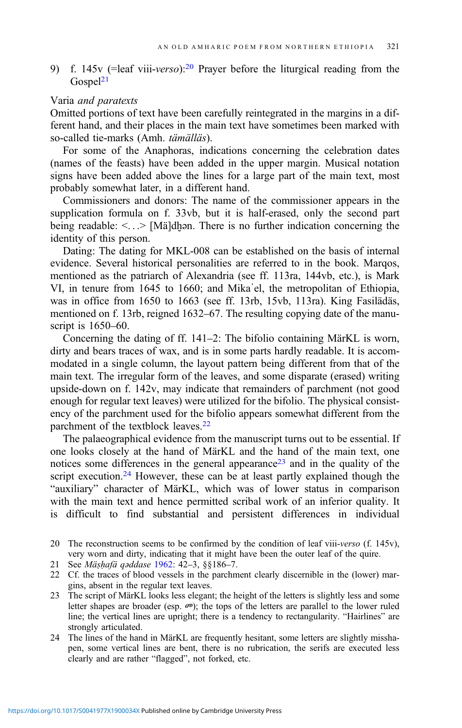9) f. 145v (=leaf viii-*verso*):[20] Prayer before the liturgical reading from the Gospel[21]

Varia *and paratexts*

Omitted portions of text have been carefully reintegrated in the margins in a different hand, and their places in the main text have sometimes been marked with so-called tie-marks (Amh. *tämälläs*).

For some of the Anaphoras, indications concerning the celebration dates (names of the feasts) have been added in the upper margin. Musical notation signs have been added above the lines for a large part of the main text, most probably somewhat later, in a different hand.

Commissioners and donors: The name of the commissioner appears in the supplication formula on f. 33vb, but it is half-erased, only the second part being readable: <…> [Mä]dḫən. There is no further indication concerning the identity of this person.

Dating: The dating for MKL-008 can be established on the basis of internal evidence. Several historical personalities are referred to in the book. Marqos, mentioned as the patriarch of Alexandria (see ff. 113ra, 144vb, etc.), is Mark VI, in tenure from 1645 to 1660; and Mikaʾel, the metropolitan of Ethiopia, was in office from 1650 to 1663 (see ff. 13rb, 15vb, 113ra). King Fasilädäs, mentioned on f. 13rb, reigned 1632–67. The resulting copying date of the manuscript is 1650–60.

Concerning the dating of ff. 141–2: The bifolio containing MärKL is worn, dirty and bears traces of wax, and is in some parts hardly readable. It is accommodated in a single column, the layout pattern being different from that of the main text. The irregular form of the leaves, and some disparate (erased) writing upside-down on f. 142v, may indicate that remainders of parchment (not good enough for regular text leaves) were utilized for the bifolio. The physical consistency of the parchment used for the bifolio appears somewhat different from the parchment of the textblock leaves.[22]

The palaeographical evidence from the manuscript turns out to be essential. If one looks closely at the hand of MärKL and the hand of the main text, one notices some differences in the general appearance[23] and in the quality of the script execution.[24] However, these can be at least partly explained though the "auxiliary" character of MärKL, which was of lower status in comparison with the main text and hence permitted scribal work of an inferior quality. It is difficult to find substantial and persistent differences in individual

20 The reconstruction seems to be confirmed by the condition of leaf viii-*verso* (f. 145v), very worn and dirty, indicating that it might have been the outer leaf of the quire.

21 See *Mäṣḥafä qəddase* 1962: 42–3, §§186–7.

22 Cf. the traces of blood vessels in the parchment clearly discernible in the (lower) margins, absent in the regular text leaves.

23 The script of MärKL looks less elegant; the height of the letters is slightly less and some letter shapes are broader (esp. መ); the tops of the letters are parallel to the lower ruled line; the vertical lines are upright; there is a tendency to rectangularity. "Hairlines" are strongly articulated.

24 The lines of the hand in MärKL are frequently hesitant, some letters are slightly misshapen, some vertical lines are bent, there is no rubrication, the serifs are executed less clearly and are rather "flagged", not forked, etc.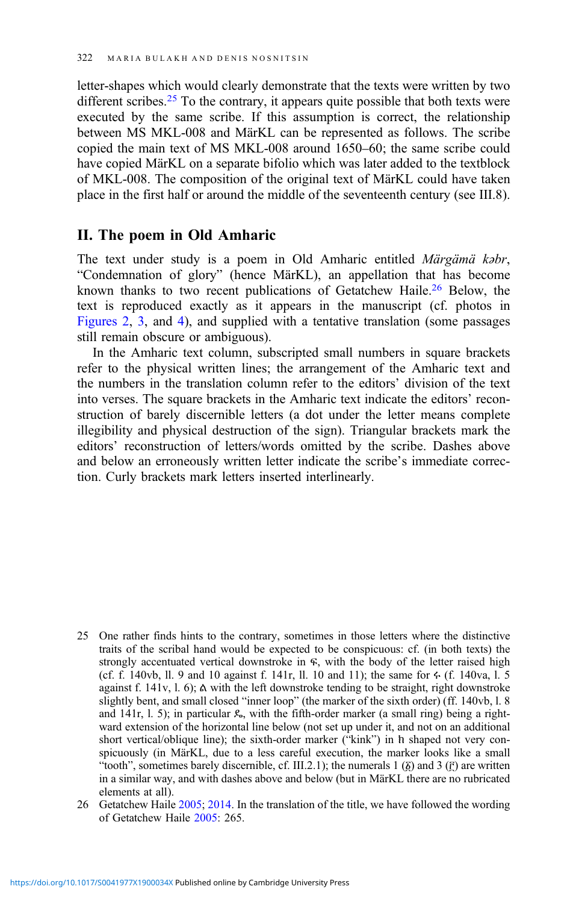letter-shapes which would clearly demonstrate that the texts were written by two different scribes.[25] To the contrary, it appears quite possible that both texts were executed by the same scribe. If this assumption is correct, the relationship between MS MKL-008 and MärKL can be represented as follows. The scribe copied the main text of MS MKL-008 around 1650–60; the same scribe could have copied MärKL on a separate bifolio which was later added to the textblock of MKL-008. The composition of the original text of MärKL could have taken place in the first half or around the middle of the seventeenth century (see III.8).

## II. The poem in Old Amharic

The text under study is a poem in Old Amharic entitled *Märgämä kəbr*, "Condemnation of glory" (hence MärKL), an appellation that has become known thanks to two recent publications of Getatchew Haile.[26] Below, the text is reproduced exactly as it appears in the manuscript (cf. photos in Figures 2, 3, and 4), and supplied with a tentative translation (some passages still remain obscure or ambiguous).

In the Amharic text column, subscripted small numbers in square brackets refer to the physical written lines; the arrangement of the Amharic text and the numbers in the translation column refer to the editors' division of the text into verses. The square brackets in the Amharic text indicate the editors' reconstruction of barely discernible letters (a dot under the letter means complete illegibility and physical destruction of the sign). Triangular brackets mark the editors' reconstruction of letters/words omitted by the scribe. Dashes above and below an erroneously written letter indicate the scribe's immediate correction. Curly brackets mark letters inserted interlinearly.

25 One rather finds hints to the contrary, sometimes in those letters where the distinctive traits of the scribal hand would be expected to be conspicuous: cf. (in both texts) the strongly accentuated vertical downstroke in ፍ, with the body of the letter raised high (cf. f. 140vb, ll. 9 and 10 against f. 141r, ll. 10 and 11); the same for ፋ (f. 140va, l. 5 against f. 141v, l. 6); ል with the left downstroke tending to be straight, right downstroke slightly bent, and small closed "inner loop" (the marker of the sixth order) (ff. 140vb, l. 8 and 141r, l. 5); in particular ዶ, with the fifth-order marker (a small ring) being a rightward extension of the horizontal line below (not set up under it, and not on an additional short vertical/oblique line); the sixth-order marker ("kink") in ከ shaped not very conspicuously (in MärKL, due to a less careful execution, the marker looks like a small "tooth", sometimes barely discernible, cf. III.2.1); the numerals 1 (፩) and 3 (፫) are written in a similar way, and with dashes above and below (but in MärKL there are no rubricated elements at all).

26 Getatchew Haile 2005; 2014. In the translation of the title, we have followed the wording of Getatchew Haile 2005: 265.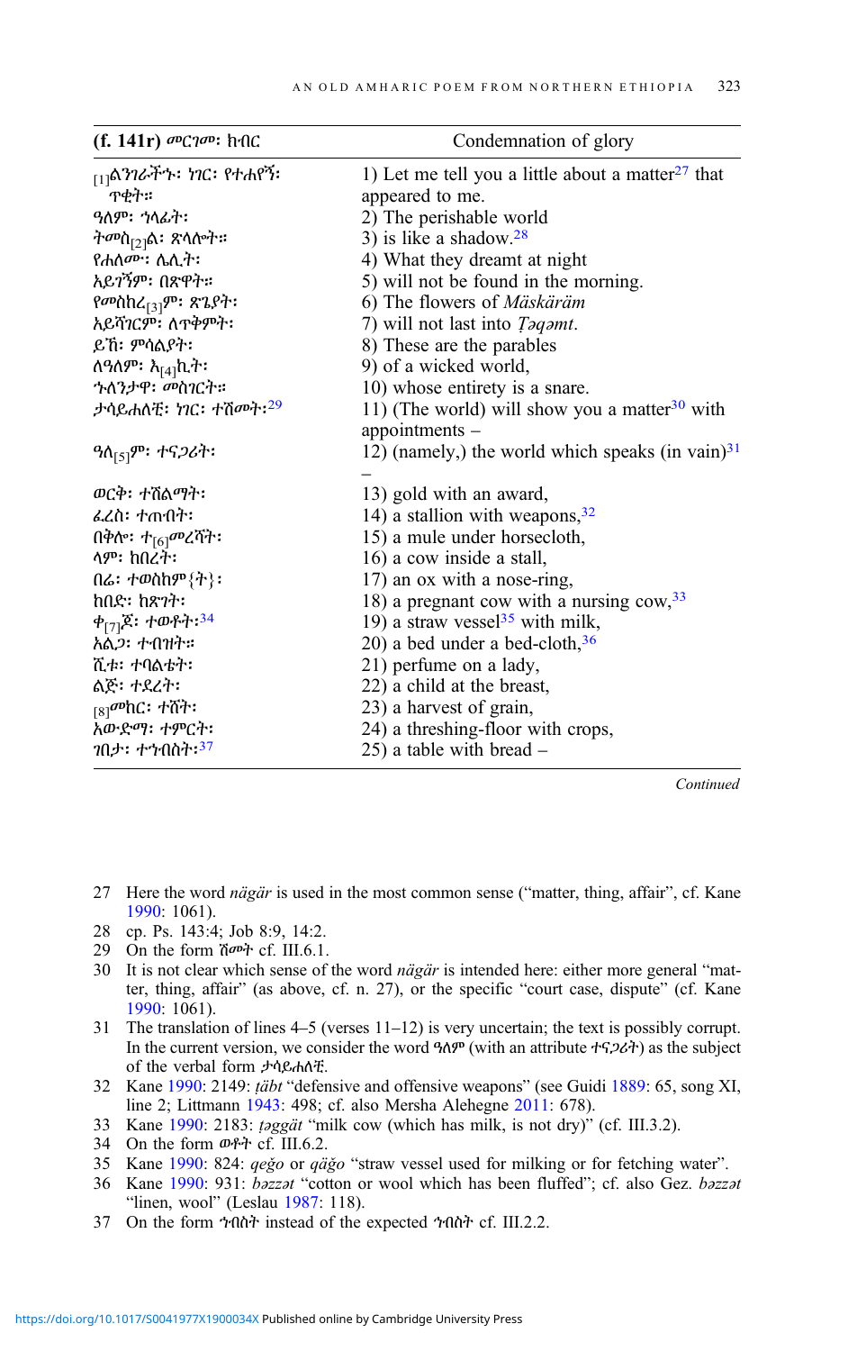| (f. 141r) መርገመ፡ ክብር | Condemnation of glory |
|---|---|
| [1]ልንገራችኍ፡ ነገር፡ የተሐየኝ፡ ጥቂት። | 1) Let me tell you a little about a matter[27] that appeared to me. |
| ዓለም፡ ኀላፊት፡ | 2) The perishable world |
| ትመስ[2]ል፡ ጽላሎት። | 3) is like a shadow.[28] |
| የሐለሙ፡ ሌሊት፡ | 4) What they dreamt at night |
| አይገኝም፡ በጽዋት። | 5) will not be found in the morning. |
| የመስከረ[3]ም፡ ጽጌያት፡ | 6) The flowers of *Mäskäräm* |
| አይሻገርም፡ ለጥቅምት፡ | 7) will not last into *Ṭəqəmt*. |
| ይኸ፡ ምሳሌያት፡ | 8) These are the parables |
| ለዓለም፡ እ[4]ኪት፡ | 9) of a wicked world, |
| ኍለንታዋ፡ መስገርት። | 10) whose entirety is a snare. |
| ታሳይሐለቺ፡ ነገር፡ ተሽመት፡[29] | 11) (The world) will show you a matter[30] with appointments – |
| ዓለ[5]ም፡ ተናጋሪት፡ | 12) (namely,) the world which speaks (in vain)[31] – |
| ወርቅ፡ ተሸልማት፡ | 13) gold with an award, |
| ፈረስ፡ ተጠብት፡ | 14) a stallion with weapons,[32] |
| በቅሎ፡ ተ[6]መረኛት፡ | 15) a mule under horsecloth, |
| ላም፡ ከበረት፡ | 16) a cow inside a stall, |
| በሬ፡ ተወስከም{ት}፡ | 17) an ox with a nose-ring, |
| ከበድ፡ ከጽገት፡ | 18) a pregnant cow with a nursing cow,[33] |
| ቀ[7]ጆ፡ ተወቶት፡[34] | 19) a straw vessel[35] with milk, |
| አልጋ፡ ተብዝት። | 20) a bed under a bed-cloth,[36] |
| ሺቱ፡ ተባልቴት፡ | 21) perfume on a lady, |
| ልጅ፡ ተደረት፡ | 22) a child at the breast, |
| [8]መከር፡ ተሸት፡ | 23) a harvest of grain, |
| አውድማ፡ ተምርት፡ | 24) a threshing-floor with crops, |
| ገበታ፡ ተኅብስት፡[37] | 25) a table with bread – |

*Continued*

27 Here the word *nägär* is used in the most common sense ("matter, thing, affair", cf. Kane 1990: 1061).

28 cp. Ps. 143:4; Job 8:9, 14:2.

29 On the form ሽመት cf. III.6.1.

30 It is not clear which sense of the word *nägär* is intended here: either more general "matter, thing, affair" (as above, cf. n. 27), or the specific "court case, dispute" (cf. Kane 1990: 1061).

31 The translation of lines 4–5 (verses 11–12) is very uncertain; the text is possibly corrupt. In the current version, we consider the word ዓለም (with an attribute ተናጋሪት) as the subject of the verbal form ታሳይሐለቺ.

32 Kane 1990: 2149: *ṭäbt* "defensive and offensive weapons" (see Guidi 1889: 65, song XI, line 2; Littmann 1943: 498; cf. also Mersha Alehegne 2011: 678).

33 Kane 1990: 2183: *ṭəggät* "milk cow (which has milk, is not dry)" (cf. III.3.2).

34 On the form ወቶት cf. III.6.2.

35 Kane 1990: 824: *qeǧo* or *qäǧo* "straw vessel used for milking or for fetching water".

36 Kane 1990: 931: *bəzzət* "cotton or wool which has been fluffed"; cf. also Gez. *bəzzət* "linen, wool" (Leslau 1987: 118).

37 On the form ኅብስት instead of the expected ኅበስት cf. III.2.2.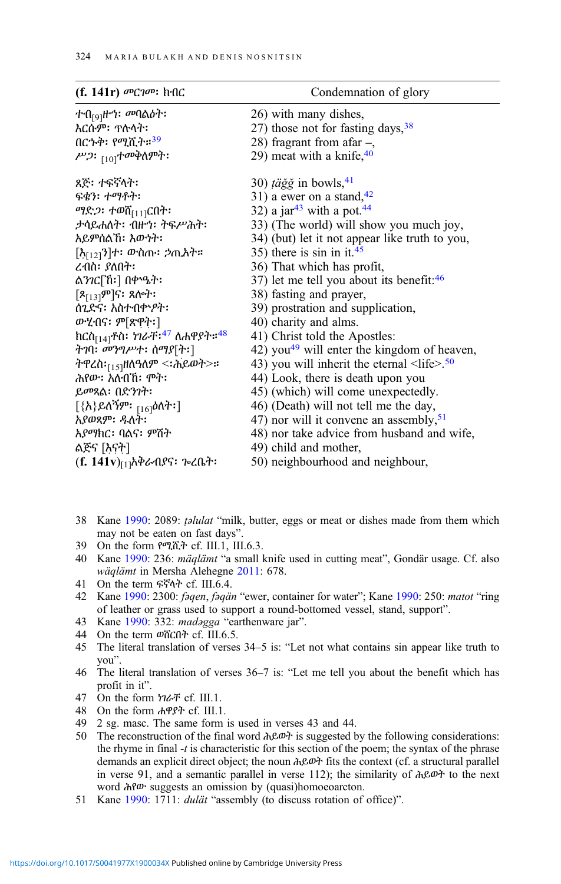| **(f. 141r)** መርገመ፡ ክብር | Condemnation of glory |
|---|---|
| ተበ$_{[9]}$ዙኅ፡ መባልዕት፡ | 26) with many dishes, |
| እርሱም፡ ጥሉላት፡ | 27) those not for fasting days,[38] |
| በርኁቅ፡ የሚሺት።[39] | 28) fragrant from afar –, |
| ሥጋ፡ $_{[10]}$ተመቅለምት፡ | 29) meat with a knife,[40] |
| | |
| ጸጅ፡ ተፍኘላት፡ | 30) *ṭäǧǧ* in bowls,[41] |
| ፍቄን፡ ተማቶት፡ | 31) a ewer on a stand,[42] |
| ማድጋ፡ ተወሸ$_{[11]}$ርበት፡ | 32) a jar[43] with a pot.[44] |
| ታሳይሐለት፡ ብዙኅ፡ ትፍሥሕት፡ | 33) (The world) will show you much joy, |
| አይምሰልኽ፡ እውነት፡ | 34) (but) let it not appear like truth to you, |
| [አ$_{[12]}$ን]ተ፡ ውስጡ፡ ኃጢአት። | 35) there is sin in it.[45] |
| ረብሕ፡ ያለበት፡ | 36) That which has profit, |
| ልንገር[ኽ፡] በቍዔት፡ | 37) let me tell you about its benefit:[46] |
| [ጾ$_{[13]}$ም]ና፡ ጸሎት፡ | 38) fasting and prayer, |
| ሰጊድና፡ አስተብቍዖት፡ | 39) prostration and supplication, |
| ውሂብና፡ ም[ጽዋት፡] | 40) charity and alms. |
| ክርስ$_{[14]}$ቶስ፡ ነገራቸ፡[47] ለሐዋያት።[48] | 41) Christ told the Apostles: |
| ትገባ፡ መንግሥተ፡ ሰማያ[ት፡] | 42) you[49] will enter the kingdom of heaven, |
| ትዋረስ፡$_{[15]}$ዘለዓለም <፡ሕይወት>። | 43) you will inherit the eternal <life>.[50] |
| ሕየው፡ አለብኽ፡ ሞት፡ | 44) Look, there is death upon you |
| ይመጻል፡ በድንገት፡ | 45) (which) will come unexpectedly. |
| [{አ}ይለኝም፡ $_{[16]}$ዕለት፡] | 46) (Death) will not tell me the day, |
| አያወጻም፡ ዱለት፡ | 47) nor will it convene an assembly,[51] |
| አያማክር፡ ባልና፡ ምሽት | 48) nor take advice from husband and wife, |
| ልጅና [እናት] | 49) child and mother, |
| **(f. 141v)**$_{[1]}$አቅራብያና፡ ጐረቤት፡ | 50) neighbourhood and neighbour, |

38 Kane 1990: 2089: *ṭəlulat* "milk, butter, eggs or meat or dishes made from them which may not be eaten on fast days".

39 On the form የሚሺት cf. III.1, III.6.3.

40 Kane 1990: 236: *mäqlämt* "a small knife used in cutting meat", Gondär usage. Cf. also *wäqlämt* in Mersha Alehegne 2011: 678.

41 On the term ፍኘላት cf. III.6.4.

42 Kane 1990: 2300: *fəqen*, *fəqän* "ewer, container for water"; Kane 1990: 250: *matot* "ring of leather or grass used to support a round-bottomed vessel, stand, support".

43 Kane 1990: 332: *madəgga* "earthenware jar".

44 On the term ወሸርበት cf. III.6.5.

45 The literal translation of verses 34–5 is: "Let not what contains sin appear like truth to you".

46 The literal translation of verses 36–7 is: "Let me tell you about the benefit which has profit in it".

47 On the form ነገራቸ cf. III.1.

48 On the form ሐዋያት cf. III.1.

49 2 sg. masc. The same form is used in verses 43 and 44.

50 The reconstruction of the final word ሕይወት is suggested by the following considerations: the rhyme in final *-t* is characteristic for this section of the poem; the syntax of the phrase demands an explicit direct object; the noun ሕይወት fits the context (cf. a structural parallel in verse 91, and a semantic parallel in verse 112); the similarity of ሕይወት to the next word ሕየው suggests an omission by (quasi)homoeoarcton.

51 Kane 1990: 1711: *dulät* "assembly (to discuss rotation of office)".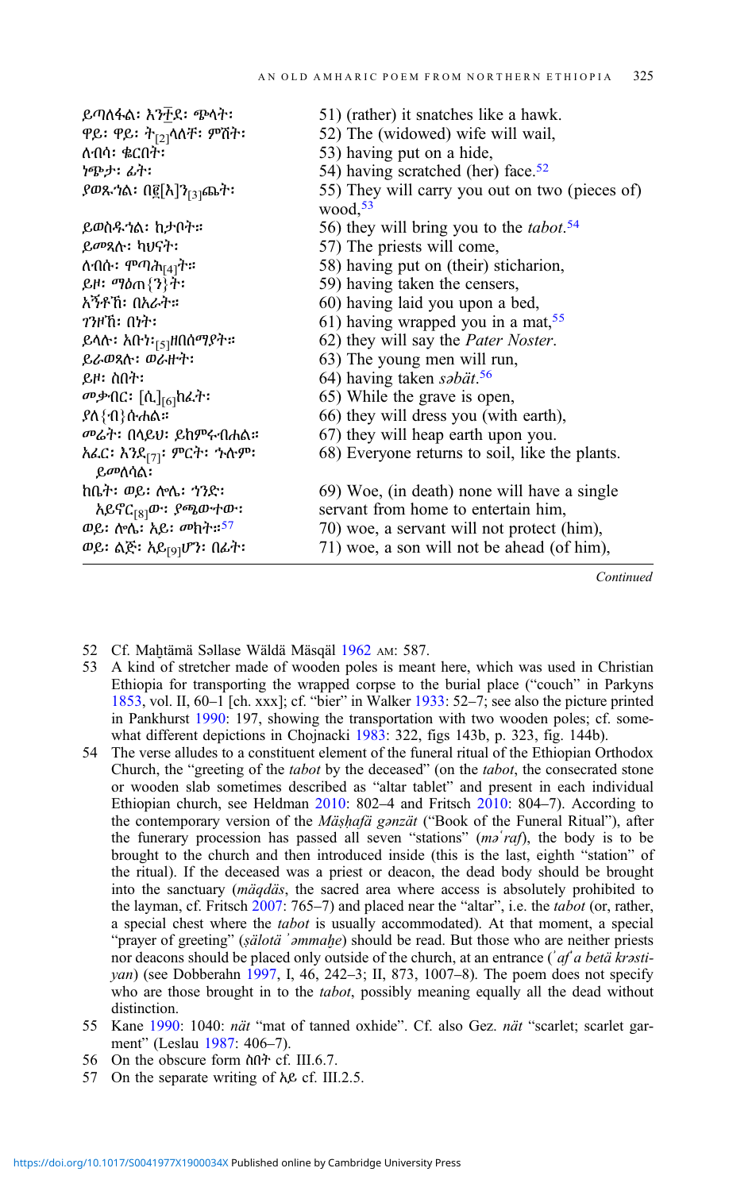| | |
|---|---|
| ይጣለፋል፡ እንቷደ፡ ጭላት፡ | 51) (rather) it snatches like a hawk. |
| ዋይ፡ ዋይ፡ ት[2]ላለቻ፡ ምሽት፡ | 52) The (widowed) wife will wail, |
| ለብሳ፡ ቈርበት፡ | 53) having put on a hide, |
| ነጭታ፡ ፊት፡ | 54) having scratched (her) face.[52] |
| ያወጹኋል፡ በ፪[እ]ን[3]ጨት፡ | 55) They will carry you out on two (pieces of) wood,[53] |
| ይወስዱኋል፡ ከታቦት። | 56) they will bring you to the *tabot*.[54] |
| ይመጻሉ፡ ካህናት፡ | 57) The priests will come, |
| ለብሱ፡ ሞጣሕ[4]ት። | 58) having put on (their) sticharion, |
| ይዞ፡ ማዕጠ{ን}ት፡ | 59) having taken the censers, |
| አኝቶኽ፡ በአራት። | 60) having laid you upon a bed, |
| ገንዞኽ፡ በነት፡ | 61) having wrapped you in a mat,[55] |
| ይላሉ፡ አቡነ፡[5]ዘበሰማያት። | 62) they will say the *Pater Noster*. |
| ይራወጻሉ፡ ወራዙት፡ | 63) The young men will run, |
| ይዞ፡ ስበት፡ | 64) having taken *səbät*.[56] |
| መቃብር፡ [ሲ][6]ከፈት፡ | 65) While the grave is open, |
| ያለ{ብ}ሱሐል። | 66) they will dress you (with earth), |
| መሬት፡ በላይህ፡ ይከምሩብሐል። | 67) they will heap earth upon you. |
| አፈር፡ እንደ[7]፡ ምርት፡ ኍሉም፡ ይመለሳል፡ | 68) Everyone returns to soil, like the plants. |
| ከቤት፡ ወይ፡ ሎሌ፡ ኀንድ፡ አይኖር[8]ው፡ ያጫውተው፡ | 69) Woe, (in death) none will have a single servant from home to entertain him, |
| ወይ፡ ሎሌ፡ አይ፡ መክት።[57] | 70) woe, a servant will not protect (him), |
| ወይ፡ ልጅ፡ አይ[9]ሆን፡ በፊት፡ | 71) woe, a son will not be ahead (of him), |

*Continued*

52 Cf. Maḫtämä Səllase Wäldä Mäsqäl 1962 AM: 587.

53 A kind of stretcher made of wooden poles is meant here, which was used in Christian Ethiopia for transporting the wrapped corpse to the burial place ("couch" in Parkyns 1853, vol. II, 60–1 [ch. xxx]; cf. "bier" in Walker 1933: 52–7; see also the picture printed in Pankhurst 1990: 197, showing the transportation with two wooden poles; cf. somewhat different depictions in Chojnacki 1983: 322, figs 143b, p. 323, fig. 144b).

54 The verse alludes to a constituent element of the funeral ritual of the Ethiopian Orthodox Church, the "greeting of the *tabot* by the deceased" (on the *tabot*, the consecrated stone or wooden slab sometimes described as "altar tablet" and present in each individual Ethiopian church, see Heldman 2010: 802–4 and Fritsch 2010: 804–7). According to the contemporary version of the *Mäṣḥafä gənzät* ("Book of the Funeral Ritual"), after the funerary procession has passed all seven "stations" (*məʿraf*), the body is to be brought to the church and then introduced inside (this is the last, eighth "station" of the ritual). If the deceased was a priest or deacon, the dead body should be brought into the sanctuary (*mäqdäs*, the sacred area where access is absolutely prohibited to the layman, cf. Fritsch 2007: 765–7) and placed near the "altar", i.e. the *tabot* (or, rather, a special chest where the *tabot* is usually accommodated). At that moment, a special "prayer of greeting" (*ṣälotä ʾəmmaḫe*) should be read. But those who are neither priests nor deacons should be placed only outside of the church, at an entrance (*ʾafʿa betä krəstiyan*) (see Dobberahn 1997, I, 46, 242–3; II, 873, 1007–8). The poem does not specify who are those brought in to the *tabot*, possibly meaning equally all the dead without distinction.

55 Kane 1990: 1040: *nät* "mat of tanned oxhide". Cf. also Gez. *nät* "scarlet; scarlet garment" (Leslau 1987: 406–7).

56 On the obscure form ስበት cf. III.6.7.

57 On the separate writing of አይ cf. III.2.5.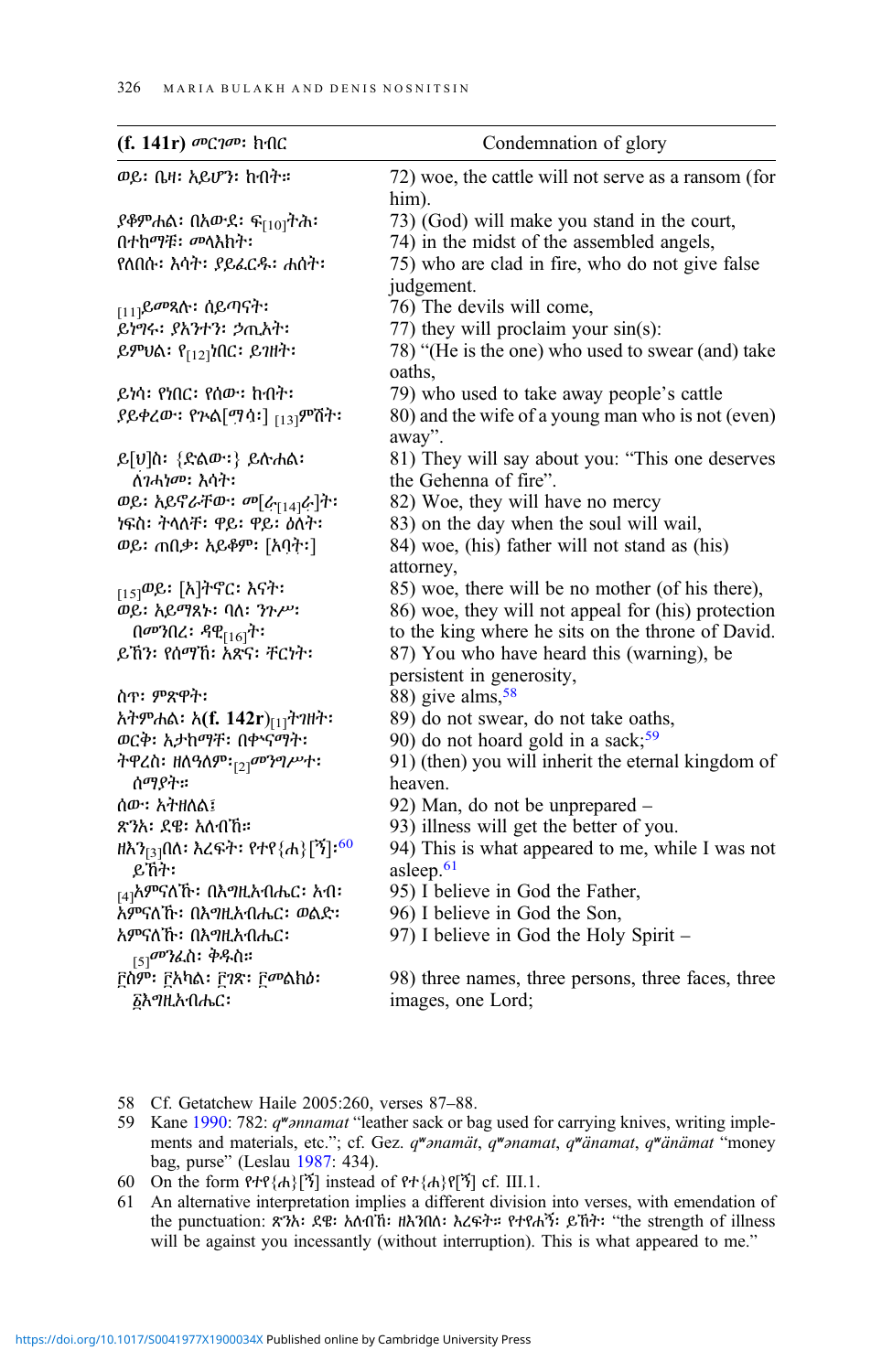| **(f. 141r)** መርገመ፡ ክብር | Condemnation of glory |
|---|---|
| ወይ፡ ቤዛ፡ አይሆን፡ ከብት። | 72) woe, the cattle will not serve as a ransom (for him). |
| ያቆምሐል፡ በአውደ፡ ፍ$_{[10]}$ትሕ፡ | 73) (God) will make you stand in the court, |
| በተከማቹ፡ መላእክት፡ | 74) in the midst of the assembled angels, |
| የለበሱ፡ እሳት፡ ያይፈርዱ፡ ሐሰት፡ | 75) who are clad in fire, who do not give false judgement. |
| $_{[11]}$ይመጹሉ፡ ሰይጣናት፡ | 76) The devils will come, |
| ይነግሩ፡ ያአንተን፡ ኃጢአት፡ | 77) they will proclaim your sin(s): |
| ይምህል፡ የ$_{[12]}$ነበር፡ ይገዝት፡ | 78) "(He is the one) who used to swear (and) take oaths, |
| ይነሳ፡ የነበር፡ የሰው፡ ከብት፡ | 79) who used to take away people's cattle |
| ያይቀረው፡ የጐል[ማሳ፡] $_{[13]}$ምሽት፡ | 80) and the wife of a young man who is not (even) away". |
| ይ[ህ]ስ፡ {ድልው፡} ይሉሐል፡ ለገሓነመ፡ እሳት፡ | 81) They will say about you: "This one deserves the Gehenna of fire". |
| ወይ፡ አይኖራቸው፡ መ[ራ$_{[14]}$ራ]ት፡ | 82) Woe, they will have no mercy |
| ነፍስ፡ ትላለቸ፡ ዋይ፡ ዋይ፡ ዕለት፡ | 83) on the day when the soul will wail, |
| ወይ፡ ጠበቃ፡ አይቆም፡ [አባት፡] | 84) woe, (his) father will not stand as (his) attorney, |
| $_{[15]}$ወይ፡ [አ]ትኖር፡ እናት፡ | 85) woe, there will be no mother (of his there), |
| ወይ፡ አይማጸኑ፡ ባለ፡ ንጉሥ፡ በመንበረ፡ ዳዊ$_{[16]}$ት፡ | 86) woe, they will not appeal for (his) protection to the king where he sits on the throne of David. |
| ይኸን፡ የሰማኸ፡ አጽና፡ ቸርነት፡ | 87) You who have heard this (warning), be persistent in generosity, |
| ስጥ፡ ምጽዋት፡ | 88) give alms,[58] |
| አትምሐል፡ አ**(f. 142r)**$_{[1]}$ትገዝት፡ | 89) do not swear, do not take oaths, |
| ወርቅ፡ አታከማች፡ በቍናማት፡ | 90) do not hoard gold in a sack;[59] |
| ትዋረስ፡ ዘለዓለም፡$_{[2]}$መንግሥተ፡ ሰማያት። | 91) (then) you will inherit the eternal kingdom of heaven. |
| ሰው፡ አትዘለል፤ | 92) Man, do not be unprepared – |
| ጽንአ፡ ደዌ፡ አለብኸ። | 93) illness will get the better of you. |
| ዘእን$_{[3]}$በለ፡ እረፍት፡ የተየ{ሐ}[ኝ]፡[60] ይኸት፡ | 94) This is what appeared to me, while I was not asleep.[61] |
| $_{[4]}$አምናለኹ፡ በእግዚአብሔር፡ አብ፡ | 95) I believe in God the Father, |
| አምናለኹ፡ በእግዚአብሔር፡ ወልድ፡ | 96) I believe in God the Son, |
| አምናለኹ፡ በእግዚአብሔር፡ $_{[5]}$መንፈስ፡ ቅዱስ። | 97) I believe in God the Holy Spirit – |
| ፫ስም፡ ፫አካል፡ ፫ገጽ፡ ፫መልክዕ፡ ፩እግዚአብሔር፡ | 98) three names, three persons, three faces, three images, one Lord; |

58 Cf. Getatchew Haile 2005:260, verses 87–88.

59 Kane 1990: 782: *qʷənnamat* "leather sack or bag used for carrying knives, writing implements and materials, etc."; cf. Gez. *qʷənamät*, *qʷənamat*, *qʷänamat*, *qʷänämat* "money bag, purse" (Leslau 1987: 434).

60 On the form የተየ{ሐ}[ኝ] instead of የተ{ሐ}የ[ኝ] cf. III.1.

61 An alternative interpretation implies a different division into verses, with emendation of the punctuation: ጽንአ፡ ደዌ፡ አለብኸ፡ ዘእንበለ፡ እረፍት። የተየሐኝ፡ ይኸት፡ "the strength of illness will be against you incessantly (without interruption). This is what appeared to me."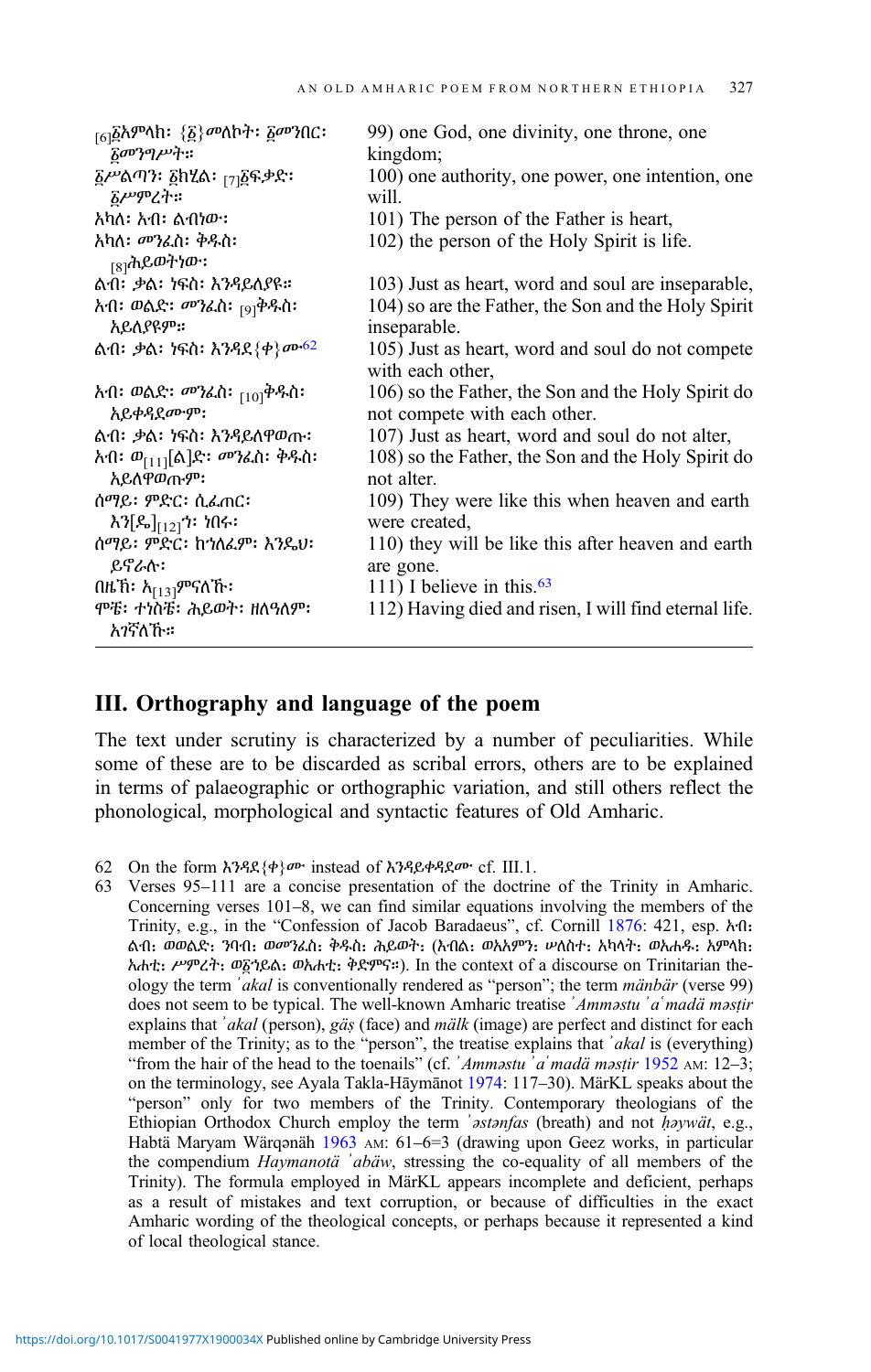| | |
|---|---|
| [6]፩አምላክ፡ {፩}መለኮት፡ ፩መንበር፡ ፩መንግሥት። | 99) one God, one divinity, one throne, one kingdom; |
| ፩ሥልጣን፡ ፩ክሂል፡ [7]፩ፍቃድ፡ ፩ሥምረት። | 100) one authority, one power, one intention, one will. |
| አካለ፡ አብ፡ ልብነው፡ | 101) The person of the Father is heart, |
| አካለ፡ መንፈስ፡ ቅዱስ፡ [8]ሕይወትነው፡ | 102) the person of the Holy Spirit is life. |
| ልብ፡ ቃል፡ ነፍስ፡ እንዳይለያዩ። | 103) Just as heart, word and soul are inseparable, |
| አብ፡ ወልድ፡ መንፈስ፡ [9]ቅዱስ፡ አይለያዩም። | 104) so are the Father, the Son and the Holy Spirit inseparable. |
| ልብ፡ ቃል፡ ነፍስ፡ እንዳደ{ቀ}ሙ[62] | 105) Just as heart, word and soul do not compete with each other, |
| አብ፡ ወልድ፡ መንፈስ፡ [10]ቅዱስ፡ አይቀዳደሙም፡ | 106) so the Father, the Son and the Holy Spirit do not compete with each other. |
| ልብ፡ ቃል፡ ነፍስ፡ እንዳይለዋወጡ፡ | 107) Just as heart, word and soul do not alter, |
| አብ፡ ወ[11][ል]ድ፡ መንፈስ፡ ቅዱስ፡ አይለዋወጡም፡ | 108) so the Father, the Son and the Holy Spirit do not alter. |
| ሰማይ፡ ምድር፡ ሲፈጠር፡ እን[ዴ][12]ኅ፡ ነበሩ፡ | 109) They were like this when heaven and earth were created, |
| ሰማይ፡ ምድር፡ ከኀለፈም፡ እንዴህ፡ ይኖራሉ፡ | 110) they will be like this after heaven and earth are gone. |
| በዜኽ፡ አ[13]ምናለኹ፡ | 111) I believe in this.[63] |
| ሞቼ፡ ተነስቼ፡ ሕይወት፡ ዘለዓለም፡ አገኛለኹ። | 112) Having died and risen, I will find eternal life. |

## III. Orthography and language of the poem

The text under scrutiny is characterized by a number of peculiarities. While some of these are to be discarded as scribal errors, others are to be explained in terms of palaeographic or orthographic variation, and still others reflect the phonological, morphological and syntactic features of Old Amharic.

62 On the form እንዳደ{ቀ}ሙ instead of እንዳይቀዳደሙ cf. III.1.

63 Verses 95–111 are a concise presentation of the doctrine of the Trinity in Amharic. Concerning verses 101–8, we can find similar equations involving the members of the Trinity, e.g., in the "Confession of Jacob Baradaeus", cf. Cornill 1876: 421, esp. አብ፡ ልብ፡ ወወልድ፡ ንባብ፡ ወመንፈስ፡ ቅዱስ፡ ሕይወት፡ (እብል፡ ወአአምን፡ ሥለስተ፡ አካላት፡ ወአሐዱ፡ አምላክ፡ አሐቲ፡ ሥምረት፡ ወ፩ኀይል፡ ወአሐቲ፡ ቅድምና።). In the context of a discourse on Trinitarian theology the term *ʾakal* is conventionally rendered as "person"; the term *mänbär* (verse 99) does not seem to be typical. The well-known Amharic treatise *ʾAmmǝstu ʾaʿmadä mǝsṭir* explains that *ʾakal* (person), *gäṣ* (face) and *mälk* (image) are perfect and distinct for each member of the Trinity; as to the "person", the treatise explains that *ʾakal* is (everything) "from the hair of the head to the toenails" (cf. *ʾAmmǝstu ʾaʿmadä mǝsṭir* 1952 AM: 12–3; on the terminology, see Ayala Takla-Hāymānot 1974: 117–30). MärKL speaks about the "person" only for two members of the Trinity. Contemporary theologians of the Ethiopian Orthodox Church employ the term *ʾǝstǝnfas* (breath) and not *ḥǝywät*, e.g., Habtä Maryam Wärqǝnäh 1963 AM: 61–6=3 (drawing upon Geez works, in particular the compendium *Haymanotä ʾabäw*, stressing the co-equality of all members of the Trinity). The formula employed in MärKL appears incomplete and deficient, perhaps as a result of mistakes and text corruption, or because of difficulties in the exact Amharic wording of the theological concepts, or perhaps because it represented a kind of local theological stance.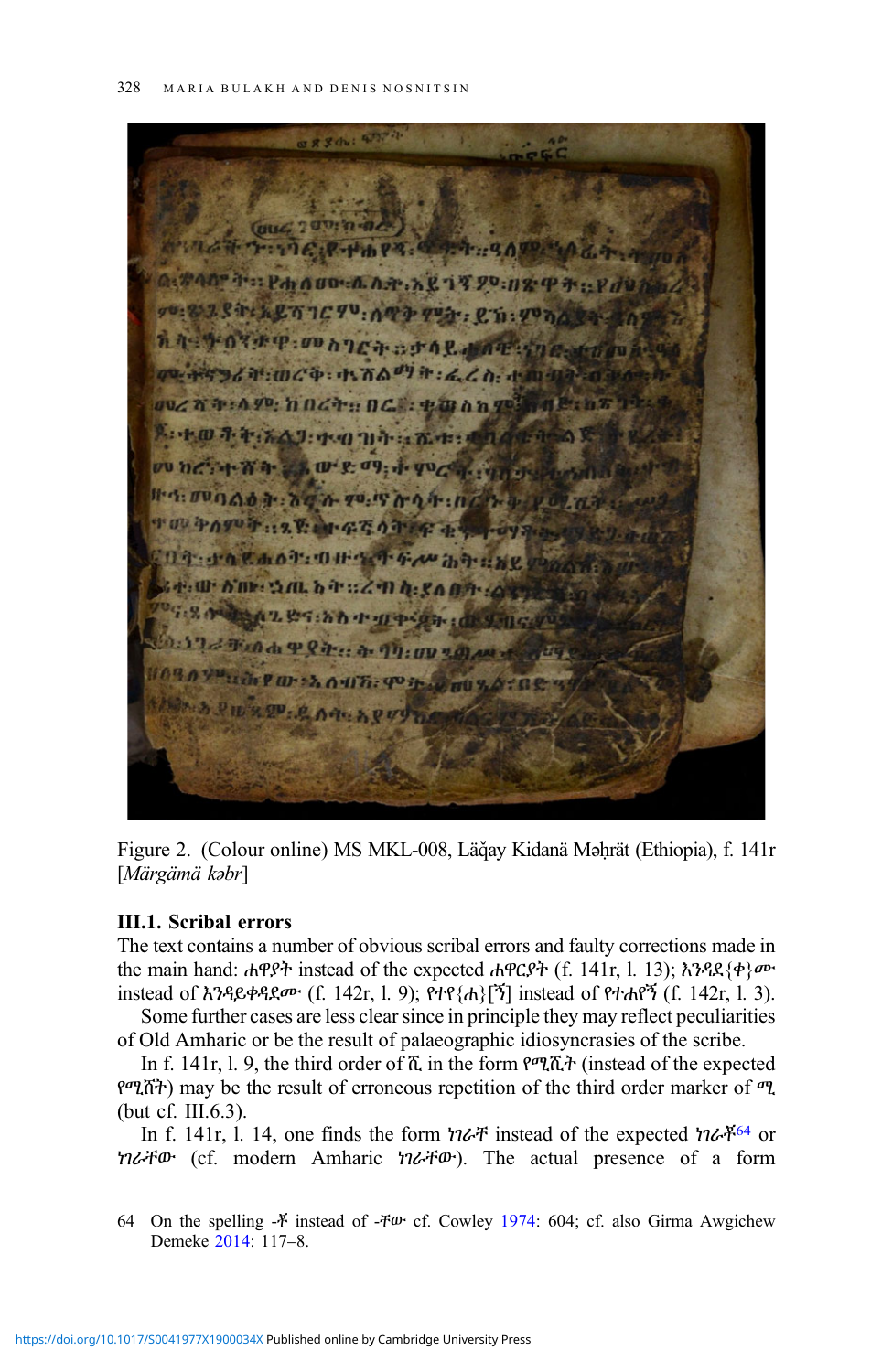Figure 2. (Colour online) MS MKL-008, Läḳay Kidanä Məḥrät (Ethiopia), f. 141r [*Märgämä kəbr*]

### III.1. Scribal errors

The text contains a number of obvious scribal errors and faulty corrections made in the main hand: ሐዋያት instead of the expected ሐዋርያት (f. 141r, l. 13); እንዳደ{ቀ}ሙ instead of እንዳይቀዳደሙ (f. 142r, l. 9); የተየ{ሐ}[ኘ] instead of የተሐየኘ (f. 142r, l. 3).

Some further cases are less clear since in principle they may reflect peculiarities of Old Amharic or be the result of palaeographic idiosyncrasies of the scribe.

In f. 141r, l. 9, the third order of ሺ in the form የሚሺት (instead of the expected የሚሸት) may be the result of erroneous repetition of the third order marker of ሚ (but cf. III.6.3).

In f. 141r, l. 14, one finds the form ነገራቸ instead of the expected ነገራቾ[64] or ነገራቸው (cf. modern Amharic ነገራቸው). The actual presence of a form

64 On the spelling -ቾ instead of -ቸው cf. Cowley 1974: 604; cf. also Girma Awgichew Demeke 2014: 117–8.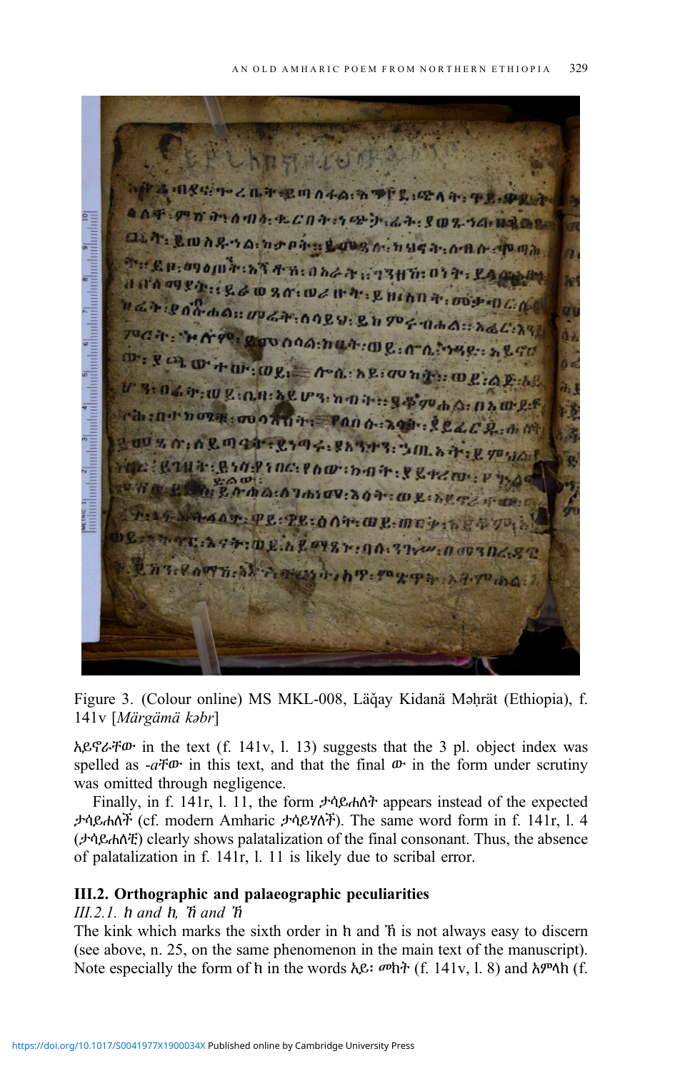Figure 3. (Colour online) MS MKL-008, Läǧay Kidanä Məḥrät (Ethiopia), f. 141v [*Märgämä kəbr*]

አይኖራቸው in the text (f. 141v, l. 13) suggests that the 3 pl. object index was spelled as *-a*ቸው in this text, and that the final ው in the form under scrutiny was omitted through negligence.

Finally, in f. 141r, l. 11, the form ታሳይሐለት appears instead of the expected ታሳይሐለች (cf. modern Amharic ታሳይሃለች). The same word form in f. 141r, l. 4 (ታሳይሐለቺ) clearly shows palatalization of the final consonant. Thus, the absence of palatalization in f. 141r, l. 11 is likely due to scribal error.

### III.2. Orthographic and palaeographic peculiarities

*III.2.1.* ከ *and* ክ, ኸ *and* ኽ

The kink which marks the sixth order in ክ and ኽ is not always easy to discern (see above, n. 25, on the same phenomenon in the main text of the manuscript). Note especially the form of ክ in the words አይ፡ መክት (f. 141v, l. 8) and አምላክ (f.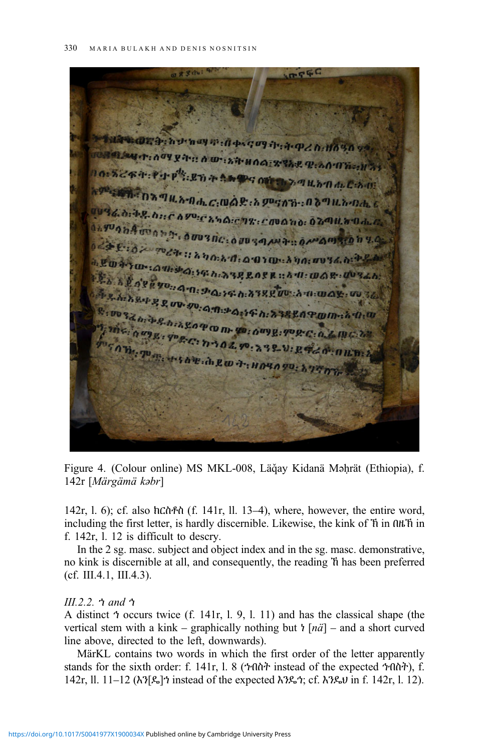Figure 4. (Colour online) MS MKL-008, Läǧay Kidanä Məḥrät (Ethiopia), f. 142r [*Märgämä kəbr*]

142r, l. 6); cf. also ክርስቶስ (f. 141r, ll. 13–4), where, however, the entire word, including the first letter, is hardly discernible. Likewise, the kink of ኸ in በዜኸ in f. 142r, l. 12 is difficult to descry.

In the 2 sg. masc. subject and object index and in the sg. masc. demonstrative, no kink is discernible at all, and consequently, the reading ኸ has been preferred (cf. III.4.1, III.4.3).

*III.2.2.* ኀ *and* ኀ

A distinct ኀ occurs twice (f. 141r, l. 9, l. 11) and has the classical shape (the vertical stem with a kink – graphically nothing but ነ [*nä*] – and a short curved line above, directed to the left, downwards).

MärKL contains two words in which the first order of the letter apparently stands for the sixth order: f. 141r, l. 8 (ኀበስት instead of the expected ኅበስት), f. 142r, ll. 11–12 (አን[ዱ]ኀ instead of the expected አንዱኅ; cf. አንዱሀ in f. 142r, l. 12).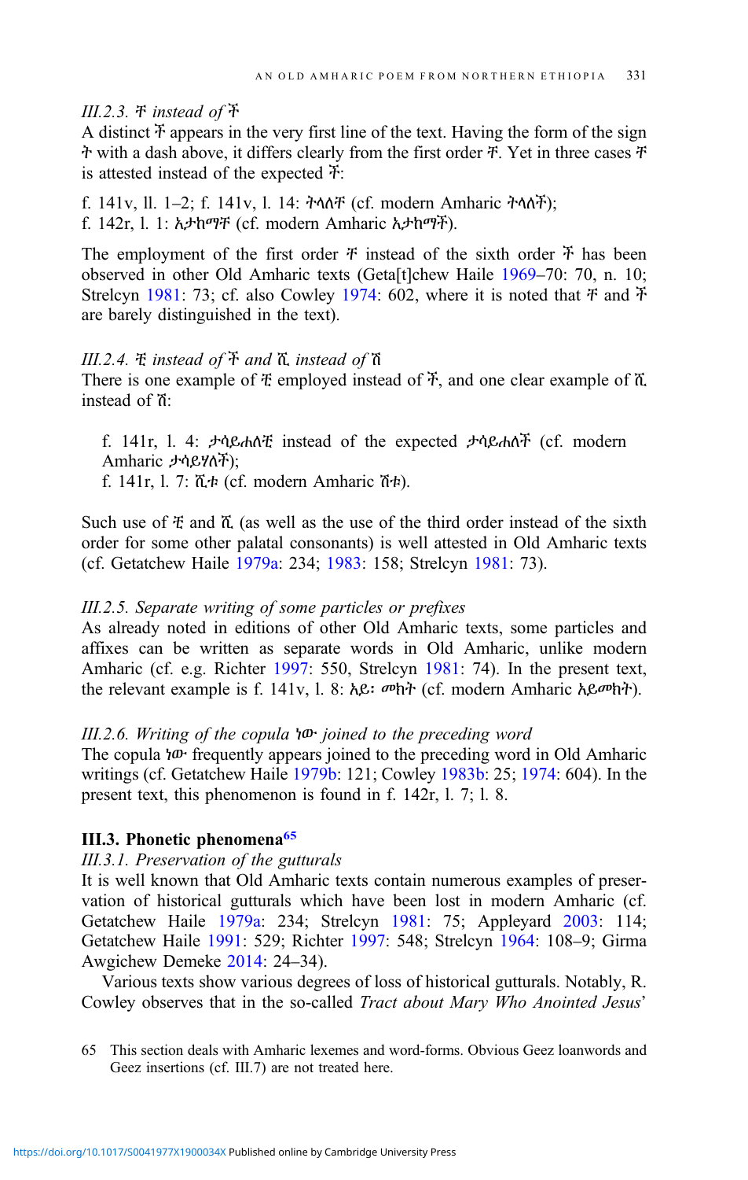*III.2.3. ቸ instead of ቸ̄*

A distinct ቸ̄ appears in the very first line of the text. Having the form of the sign ት with a dash above, it differs clearly from the first order ቸ. Yet in three cases ቸ is attested instead of the expected ቸ̄:

f. 141v, ll. 1–2; f. 141v, l. 14: ትላለቸ (cf. modern Amharic ትላለች);
f. 142r, l. 1: አታከማቸ (cf. modern Amharic አታከማች).

The employment of the first order ቸ instead of the sixth order ቸ̄ has been observed in other Old Amharic texts (Geta[t]chew Haile 1969–70: 70, n. 10; Strelcyn 1981: 73; cf. also Cowley 1974: 602, where it is noted that ቸ and ቸ̄ are barely distinguished in the text).

*III.2.4. ቺ instead of ቸ̄ and ሺ instead of ሽ*

There is one example of ቺ employed instead of ቸ̄, and one clear example of ሺ instead of ሽ:

f. 141r, l. 4: ታሳይሐለቺ instead of the expected ታሳይሐለቸ̄ (cf. modern Amharic ታሳይሃለች);
f. 141r, l. 7: ሺቱ (cf. modern Amharic ሽቱ).

Such use of ቺ and ሺ (as well as the use of the third order instead of the sixth order for some other palatal consonants) is well attested in Old Amharic texts (cf. Getatchew Haile 1979a: 234; 1983: 158; Strelcyn 1981: 73).

*III.2.5. Separate writing of some particles or prefixes*

As already noted in editions of other Old Amharic texts, some particles and affixes can be written as separate words in Old Amharic, unlike modern Amharic (cf. e.g. Richter 1997: 550, Strelcyn 1981: 74). In the present text, the relevant example is f. 141v, l. 8: አይ፡ መከት (cf. modern Amharic አይመከት).

*III.2.6. Writing of the copula ነው joined to the preceding word*

The copula ነው frequently appears joined to the preceding word in Old Amharic writings (cf. Getatchew Haile 1979b: 121; Cowley 1983b: 25; 1974: 604). In the present text, this phenomenon is found in f. 142r, l. 7; l. 8.

### III.3. Phonetic phenomena[65]

*III.3.1. Preservation of the gutturals*

It is well known that Old Amharic texts contain numerous examples of preservation of historical gutturals which have been lost in modern Amharic (cf. Getatchew Haile 1979a: 234; Strelcyn 1981: 75; Appleyard 2003: 114; Getatchew Haile 1991: 529; Richter 1997: 548; Strelcyn 1964: 108–9; Girma Awgichew Demeke 2014: 24–34).

Various texts show various degrees of loss of historical gutturals. Notably, R. Cowley observes that in the so-called *Tract about Mary Who Anointed Jesus'*

65 This section deals with Amharic lexemes and word-forms. Obvious Geez loanwords and Geez insertions (cf. III.7) are not treated here.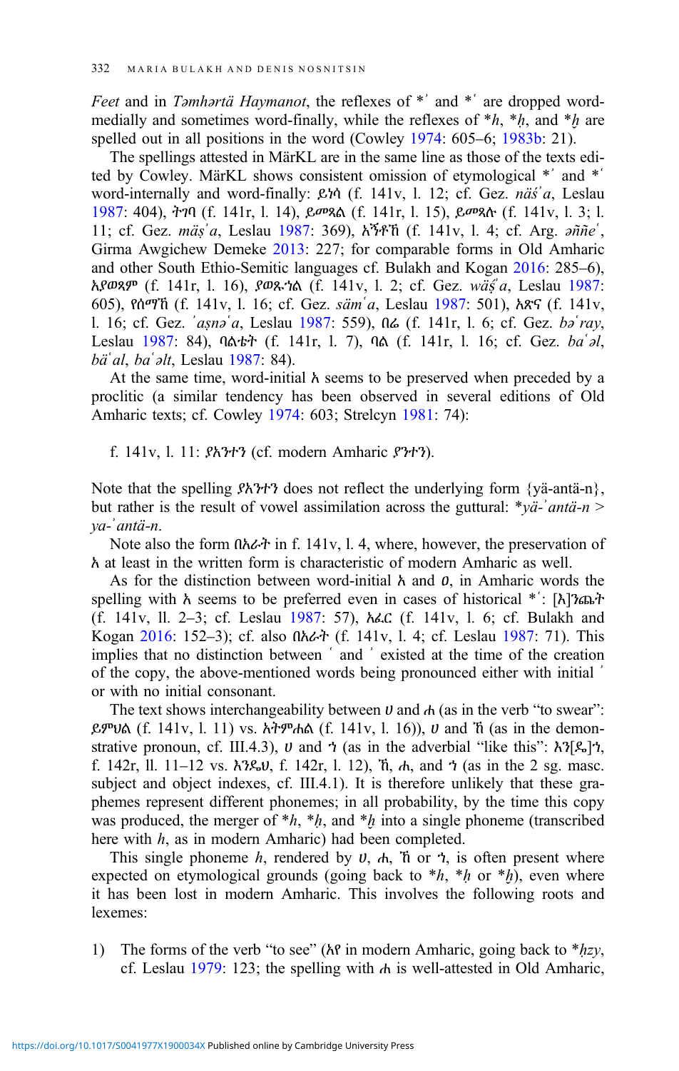*Feet* and in *Təmhərtä Haymanot*, the reflexes of *ʾ and *ʿ are dropped word-medially and sometimes word-finally, while the reflexes of *h, *ḥ, and *ḫ are spelled out in all positions in the word (Cowley 1974: 605–6; 1983b: 21).

The spellings attested in MärKL are in the same line as those of the texts edited by Cowley. MärKL shows consistent omission of etymological *ʾ and *ʿ word-internally and word-finally: ይነሳ (f. 141v, l. 12; cf. Gez. *näśʾa*, Leslau 1987: 404), ትገባ (f. 141r, l. 14), ይመጻል (f. 141r, l. 15), ይመጻሉ (f. 141v, l. 3; l. 11; cf. Gez. *mäṣʾa*, Leslau 1987: 369), አኝቶኽ (f. 141v, l. 4; cf. Arg. *əññeʿ*, Girma Awgichew Demeke 2013: 227; for comparable forms in Old Amharic and other South Ethio-Semitic languages cf. Bulakh and Kogan 2016: 285–6), አያወጳም (f. 141r, l. 16), ያወጹኋል (f. 141v, l. 2; cf. Gez. *wäṣ́ʾa*, Leslau 1987: 605), የሰማኽ (f. 141v, l. 16; cf. Gez. *sämʿa*, Leslau 1987: 501), አጽና (f. 141v, l. 16; cf. Gez. *ʾaṣnəʿa*, Leslau 1987: 559), በሬ (f. 141r, l. 6; cf. Gez. *bəʿray*, Leslau 1987: 84), ባልቴት (f. 141r, l. 7), ባል (f. 141r, l. 16; cf. Gez. *baʿəl*, *bäʿal*, *baʿəlt*, Leslau 1987: 84).

At the same time, word-initial አ seems to be preserved when preceded by a proclitic (a similar tendency has been observed in several editions of Old Amharic texts; cf. Cowley 1974: 603; Strelcyn 1981: 74):

f. 141v, l. 11: ያአንተን (cf. modern Amharic ያንተን).

Note that the spelling ያአንተን does not reflect the underlying form {yä-antä-n}, but rather is the result of vowel assimilation across the guttural: **yä-ʾantä-n* > *ya-ʾantä-n*.

Note also the form በአራት in f. 141v, l. 4, where, however, the preservation of አ at least in the written form is characteristic of modern Amharic as well.

As for the distinction between word-initial አ and ዐ, in Amharic words the spelling with አ seems to be preferred even in cases of historical *ʿ: [እ]ንጨት (f. 141v, ll. 2–3; cf. Leslau 1987: 57), አፈር (f. 141v, l. 6; cf. Bulakh and Kogan 2016: 152–3); cf. also በአራት (f. 141v, l. 4; cf. Leslau 1987: 71). This implies that no distinction between ʿ and ʾ existed at the time of the creation of the copy, the above-mentioned words being pronounced either with initial ʾ or with no initial consonant.

The text shows interchangeability between ሀ and ሐ (as in the verb "to swear": ይምሀል (f. 141v, l. 11) vs. አትምሐል (f. 141v, l. 16)), ሀ and ኸ (as in the demonstrative pronoun, cf. III.4.3), ሀ and ኀ (as in the adverbial "like this": እን[ዴ]ኀ, f. 142r, ll. 11–12 vs. እንዴሀ, f. 142r, l. 12), ኸ, ሐ, and ኀ (as in the 2 sg. masc. subject and object indexes, cf. III.4.1). It is therefore unlikely that these graphemes represent different phonemes; in all probability, by the time this copy was produced, the merger of *h, *ḥ, and *ḫ into a single phoneme (transcribed here with *h*, as in modern Amharic) had been completed.

This single phoneme *h*, rendered by ሀ, ሐ, ኸ or ኀ, is often present where expected on etymological grounds (going back to *h, *ḥ or *ḫ), even where it has been lost in modern Amharic. This involves the following roots and lexemes:

1) The forms of the verb "to see" (አየ in modern Amharic, going back to *ḥzy, cf. Leslau 1979: 123; the spelling with ሐ is well-attested in Old Amharic,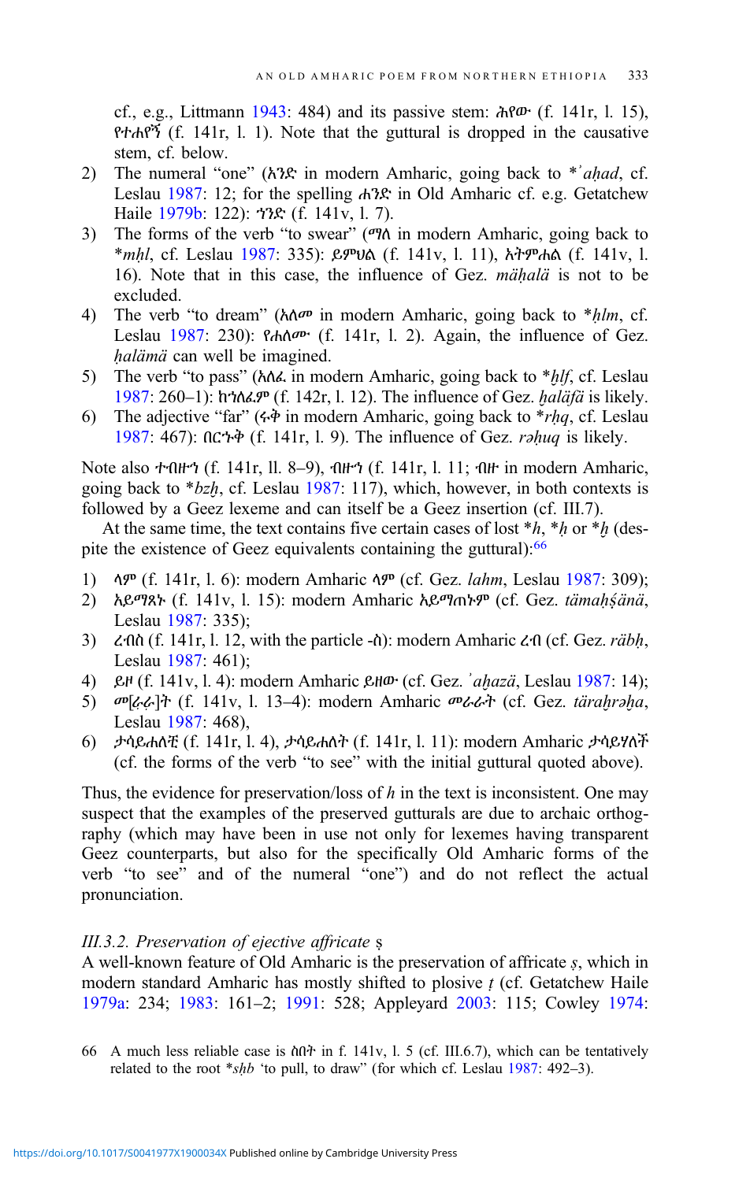cf., e.g., Littmann 1943: 484) and its passive stem: ሑየው (f. 141r, l. 15), የተሐየኝ (f. 141r, l. 1). Note that the guttural is dropped in the causative stem, cf. below.

2) The numeral "one" (አንድ in modern Amharic, going back to *ʾaḥad, cf. Leslau 1987: 12; for the spelling ሐንድ in Old Amharic cf. e.g. Getatchew Haile 1979b: 122): ኀንድ (f. 141v, l. 7).
3) The forms of the verb "to swear" (ማለ in modern Amharic, going back to *mḥl, cf. Leslau 1987: 335): ይምህል (f. 141v, l. 11), አትምሑል (f. 141v, l. 16). Note that in this case, the influence of Gez. *mäḥalä* is not to be excluded.
4) The verb "to dream" (አለመ in modern Amharic, going back to *ḥlm, cf. Leslau 1987: 230): የሐለሙ (f. 141r, l. 2). Again, the influence of Gez. *ḥalämä* can well be imagined.
5) The verb "to pass" (አለፈ in modern Amharic, going back to *ḫlf, cf. Leslau 1987: 260–1): ከኀለፈም (f. 142r, l. 12). The influence of Gez. *ḫaläfä* is likely.
6) The adjective "far" (ሩቅ in modern Amharic, going back to *rḥq, cf. Leslau 1987: 467): በርኁቅ (f. 141r, l. 9). The influence of Gez. *rəḥuq* is likely.

Note also ተበዙኅ (f. 141r, ll. 8–9), ብዙኅ (f. 141r, l. 11; ብዙ in modern Amharic, going back to *bzḫ, cf. Leslau 1987: 117), which, however, in both contexts is followed by a Geez lexeme and can itself be a Geez insertion (cf. III.7).

At the same time, the text contains five certain cases of lost *h, *ḥ or *ḫ (despite the existence of Geez equivalents containing the guttural):[66]

1) ላም (f. 141r, l. 6): modern Amharic ላም (cf. Gez. *lahm*, Leslau 1987: 309);
2) አይማጸኑ (f. 141v, l. 15): modern Amharic አይማጠኑም (cf. Gez. *tämaḥśänä*, Leslau 1987: 335);
3) ረብስ (f. 141r, l. 12, with the particle -ስ): modern Amharic ረብ (cf. Gez. *räbḥ*, Leslau 1987: 461);
4) ይዞ (f. 141v, l. 4): modern Amharic ይዘው (cf. Gez. *ʾaḫazä*, Leslau 1987: 14);
5) መ[ራራ]ት (f. 141v, l. 13–4): modern Amharic መራራት (cf. Gez. *täraḥrəḥa*, Leslau 1987: 468),
6) ታሳይሐለቺ (f. 141r, l. 4), ታሳይሐለት (f. 141r, l. 11): modern Amharic ታሳይሃለች (cf. the forms of the verb "to see" with the initial guttural quoted above).

Thus, the evidence for preservation/loss of *h* in the text is inconsistent. One may suspect that the examples of the preserved gutturals are due to archaic orthography (which may have been in use not only for lexemes having transparent Geez counterparts, but also for the specifically Old Amharic forms of the verb "to see" and of the numeral "one") and do not reflect the actual pronunciation.

### *III.3.2. Preservation of ejective affricate ṣ*

A well-known feature of Old Amharic is the preservation of affricate *ṣ*, which in modern standard Amharic has mostly shifted to plosive *ṭ* (cf. Getatchew Haile 1979a: 234; 1983: 161–2; 1991: 528; Appleyard 2003: 115; Cowley 1974:

66 A much less reliable case is ስበት in f. 141v, l. 5 (cf. III.6.7), which can be tentatively related to the root *sḥb 'to pull, to draw" (for which cf. Leslau 1987: 492–3).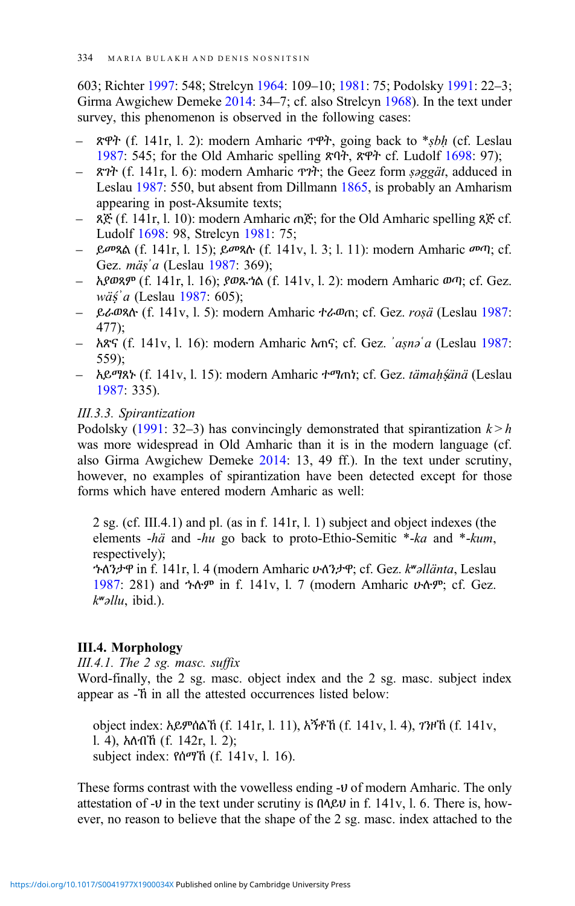603; Richter 1997: 548; Strelcyn 1964: 109–10; 1981: 75; Podolsky 1991: 22–3; Girma Awgichew Demeke 2014: 34–7; cf. also Strelcyn 1968). In the text under survey, this phenomenon is observed in the following cases:

- ጽዋት (f. 141r, l. 2): modern Amharic ጥዋት, going back to *ṣbḥ (cf. Leslau 1987: 545; for the Old Amharic spelling ጽባት, ጽዋት cf. Ludolf 1698: 97);
- ጽገት (f. 141r, l. 6): modern Amharic ጥገት; the Geez form *ṣəggät*, adduced in Leslau 1987: 550, but absent from Dillmann 1865, is probably an Amharism appearing in post-Aksumite texts;
- ጺጅ (f. 141r, l. 10): modern Amharic ጠጅ; for the Old Amharic spelling ጺጅ cf. Ludolf 1698: 98, Strelcyn 1981: 75;
- ይመጻል (f. 141r, l. 15); ይመጻሉ (f. 141v, l. 3; l. 11): modern Amharic መጣ; cf. Gez. *mäṣʾa* (Leslau 1987: 369);
- አያወጻም (f. 141r, l. 16); ያወጹኀል (f. 141v, l. 2): modern Amharic ወጣ; cf. Gez. *wäḍʾa* (Leslau 1987: 605);
- ይራወጻሉ (f. 141v, l. 5): modern Amharic ተራወጠ; cf. Gez. *roṣä* (Leslau 1987: 477);
- አጽና (f. 141v, l. 16): modern Amharic አጠና; cf. Gez. *ʾaṣnəʿa* (Leslau 1987: 559);
- አይማጻኑ (f. 141v, l. 15): modern Amharic ተማጠነ; cf. Gez. *tämaḥḍänä* (Leslau 1987: 335).

*III.3.3. Spirantization*

Podolsky (1991: 32–3) has convincingly demonstrated that spirantization *k* > *h* was more widespread in Old Amharic than it is in the modern language (cf. also Girma Awgichew Demeke 2014: 13, 49 ff.). In the text under scrutiny, however, no examples of spirantization have been detected except for those forms which have entered modern Amharic as well:

> 2 sg. (cf. III.4.1) and pl. (as in f. 141r, l. 1) subject and object indexes (the elements *-hä* and *-hu* go back to proto-Ethio-Semitic *-*ka* and *-*kum*, respectively);
>
> ኁለንታዋ in f. 141r, l. 4 (modern Amharic ሁለንታዋ; cf. Gez. *kʷəllänta*, Leslau 1987: 281) and ኁሉም in f. 141v, l. 7 (modern Amharic ሁሉም; cf. Gez. *kʷəllu*, ibid.).

## III.4. Morphology

*III.4.1. The 2 sg. masc. suffix*

Word-finally, the 2 sg. masc. object index and the 2 sg. masc. subject index appear as -ኸ in all the attested occurrences listed below:

> object index: አይምሰልኸ (f. 141r, l. 11), አኙቶኸ (f. 141v, l. 4), ገዝኸ (f. 141v, l. 4), አሉብኸ (f. 142r, l. 2);
> subject index: የሰማኸ (f. 141v, l. 16).

These forms contrast with the vowelless ending -ህ of modern Amharic. The only attestation of -ህ in the text under scrutiny is በላይህ in f. 141v, l. 6. There is, however, no reason to believe that the shape of the 2 sg. masc. index attached to the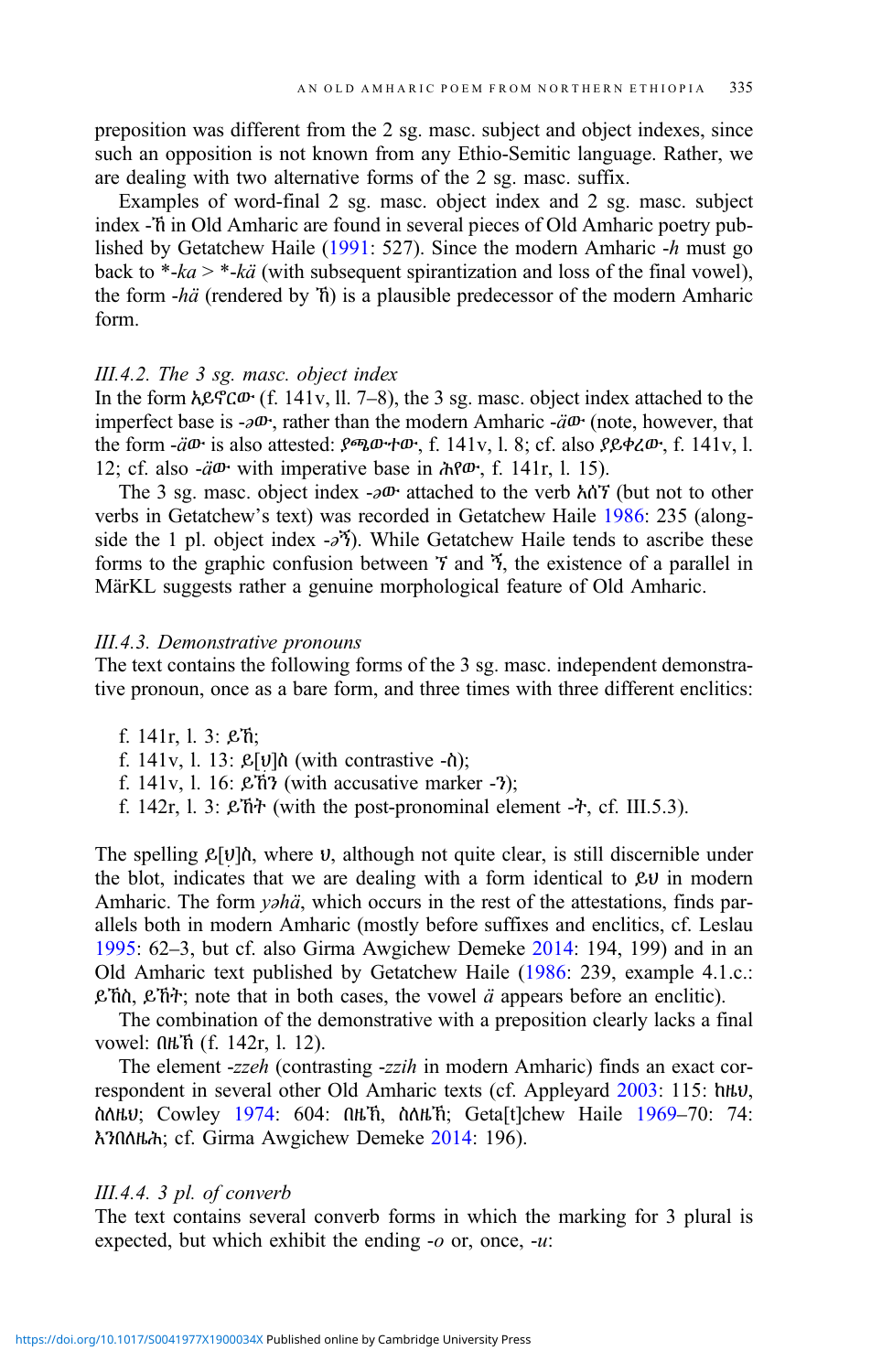preposition was different from the 2 sg. masc. subject and object indexes, since such an opposition is not known from any Ethio-Semitic language. Rather, we are dealing with two alternative forms of the 2 sg. masc. suffix.

Examples of word-final 2 sg. masc. object index and 2 sg. masc. subject index -ኽ in Old Amharic are found in several pieces of Old Amharic poetry published by Getatchew Haile (1991: 527). Since the modern Amharic -*h* must go back to *-*ka* > *-*kä* (with subsequent spirantization and loss of the final vowel), the form -*hä* (rendered by ኽ) is a plausible predecessor of the modern Amharic form.

### III.4.2. The 3 sg. masc. object index

In the form አይኖርው (f. 141v, ll. 7–8), the 3 sg. masc. object index attached to the imperfect base is -*əw*, rather than the modern Amharic -*äw* (note, however, that the form -*äw* is also attested: ያጫውተው, f. 141v, l. 8; cf. also ያይቀረው, f. 141v, l. 12; cf. also -*äw* with imperative base in ሖየው, f. 141r, l. 15).

The 3 sg. masc. object index -*əw* attached to the verb አሰኘ (but not to other verbs in Getatchew's text) was recorded in Getatchew Haile 1986: 235 (alongside the 1 pl. object index -*əñ*). While Getatchew Haile tends to ascribe these forms to the graphic confusion between ኘ and ኝ, the existence of a parallel in MärKL suggests rather a genuine morphological feature of Old Amharic.

### III.4.3. Demonstrative pronouns

The text contains the following forms of the 3 sg. masc. independent demonstrative pronoun, once as a bare form, and three times with three different enclitics:

- f. 141r, l. 3: ይኸ;
- f. 141v, l. 13: ይ[ህ]ስ (with contrastive -ስ);
- f. 141v, l. 16: ይኸን (with accusative marker -ን);
- f. 142r, l. 3: ይኸት (with the post-pronominal element -ት, cf. III.5.3).

The spelling ይ[ህ]ስ, where ህ, although not quite clear, is still discernible under the blot, indicates that we are dealing with a form identical to ይህ in modern Amharic. The form *yəhä*, which occurs in the rest of the attestations, finds parallels both in modern Amharic (mostly before suffixes and enclitics, cf. Leslau 1995: 62–3, but cf. also Girma Awgichew Demeke 2014: 194, 199) and in an Old Amharic text published by Getatchew Haile (1986: 239, example 4.1.c.: ይኸስ, ይኸት; note that in both cases, the vowel *ä* appears before an enclitic).

The combination of the demonstrative with a preposition clearly lacks a final vowel: በዜኽ (f. 142r, l. 12).

The element -*zzeh* (contrasting -*zzih* in modern Amharic) finds an exact correspondent in several other Old Amharic texts (cf. Appleyard 2003: 115: ከዜህ, ስለዜህ; Cowley 1974: 604: በዜኽ, ስለዜኽ; Geta[t]chew Haile 1969–70: 74: እንበለዜሕ; cf. Girma Awgichew Demeke 2014: 196).

### III.4.4. 3 pl. of converb

The text contains several converb forms in which the marking for 3 plural is expected, but which exhibit the ending -*o* or, once, -*u*: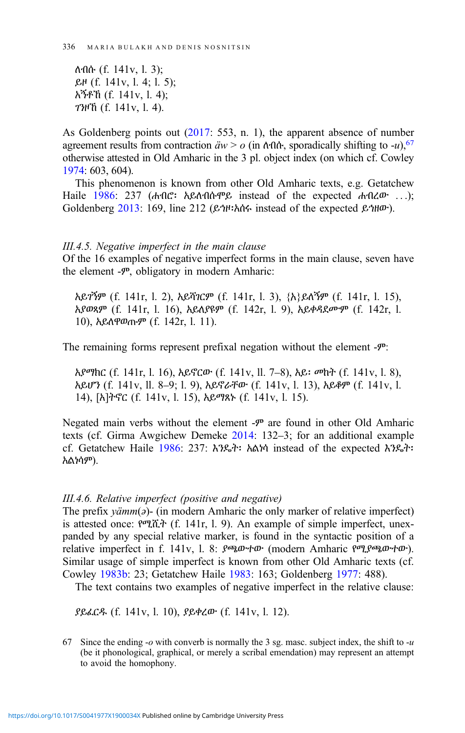ለብሶ (f. 141v, l. 3);
ይዞ (f. 141v, l. 4; l. 5);
አኝቶኸ (f. 141v, l. 4);
ገንዞኸ (f. 141v, l. 4).

As Goldenberg points out (2017: 553, n. 1), the apparent absence of number agreement results from contraction *äw* > *o* (in ለብሶ, sporadically shifting to -*u*),[67] otherwise attested in Old Amharic in the 3 pl. object index (on which cf. Cowley 1974: 603, 604).

This phenomenon is known from other Old Amharic texts, e.g. Getatchew Haile 1986: 237 (ሐብሮ፡ አይለብሱሞይ instead of the expected ሐብረው …); Goldenberg 2013: 169, line 212 (ይጎዞ፡አሰሩ instead of the expected ይጎዘው).

*III.4.5. Negative imperfect in the main clause*

Of the 16 examples of negative imperfect forms in the main clause, seven have the element -ም, obligatory in modern Amharic:

አይገኝም (f. 141r, l. 2), አይሻገርም (f. 141r, l. 3), {አ}ይለኝም (f. 141r, l. 15), አያወጻም (f. 141r, l. 16), አይሊያዩም (f. 142r, l. 9), አይቀዳደሙም (f. 142r, l. 10), አይለዋወጡም (f. 142r, l. 11).

The remaining forms represent prefixal negation without the element -ም:

አያማክር (f. 141r, l. 16), አይኖርው (f. 141v, ll. 7–8), አይ፡ መከት (f. 141v, l. 8), አይሆን (f. 141v, ll. 8–9; l. 9), አይኖሩቸው (f. 141v, l. 13), አይቆም (f. 141v, l. 14), [አ]ትኖር (f. 141v, l. 15), አይማጸኑ (f. 141v, l. 15).

Negated main verbs without the element -ም are found in other Old Amharic texts (cf. Girma Awgichew Demeke 2014: 132–3; for an additional example cf. Getatchew Haile 1986: 237: እንዴት፡ አልነሳ instead of the expected እንዴት፡ አልነሳም).

*III.4.6. Relative imperfect (positive and negative)*

The prefix *yämm*(*ə*)- (in modern Amharic the only marker of relative imperfect) is attested once: የሚሺት (f. 141r, l. 9). An example of simple imperfect, unexpanded by any special relative marker, is found in the syntactic position of a relative imperfect in f. 141v, l. 8: ያጫውተው (modern Amharic የሚያጫውተው). Similar usage of simple imperfect is known from other Old Amharic texts (cf. Cowley 1983b: 23; Getatchew Haile 1983: 163; Goldenberg 1977: 488).

The text contains two examples of negative imperfect in the relative clause:

ያይፈርዱ (f. 141v, l. 10), ያይቀረው (f. 141v, l. 12).

67 Since the ending -*o* with converb is normally the 3 sg. masc. subject index, the shift to -*u* (be it phonological, graphical, or merely a scribal emendation) may represent an attempt to avoid the homophony.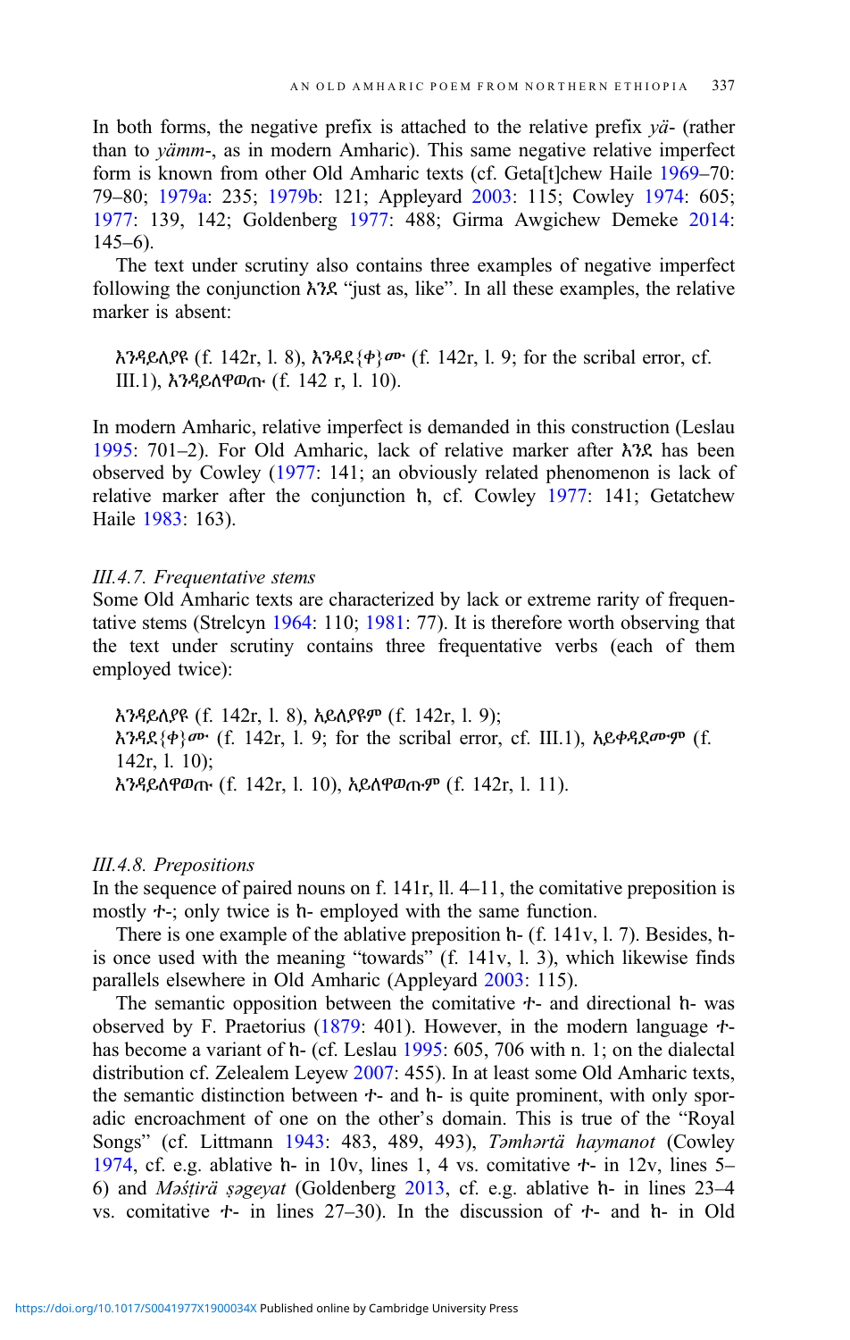In both forms, the negative prefix is attached to the relative prefix *yä-* (rather than to *yämm-*, as in modern Amharic). This same negative relative imperfect form is known from other Old Amharic texts (cf. Geta[t]chew Haile 1969–70: 79–80; 1979a: 235; 1979b: 121; Appleyard 2003: 115; Cowley 1974: 605; 1977: 139, 142; Goldenberg 1977: 488; Girma Awgichew Demeke 2014: 145–6).

The text under scrutiny also contains three examples of negative imperfect following the conjunction እንደ "just as, like". In all these examples, the relative marker is absent:

> እንዳይለያዩ (f. 142r, l. 8), እንዳደ{ቀ}ሙ (f. 142r, l. 9; for the scribal error, cf. III.1), እንዳይለዋወጡ (f. 142 r, l. 10).

In modern Amharic, relative imperfect is demanded in this construction (Leslau 1995: 701–2). For Old Amharic, lack of relative marker after እንደ has been observed by Cowley (1977: 141; an obviously related phenomenon is lack of relative marker after the conjunction ከ, cf. Cowley 1977: 141; Getatchew Haile 1983: 163).

### *III.4.7. Frequentative stems*

Some Old Amharic texts are characterized by lack or extreme rarity of frequentative stems (Strelcyn 1964: 110; 1981: 77). It is therefore worth observing that the text under scrutiny contains three frequentative verbs (each of them employed twice):

> እንዳይለያዩ (f. 142r, l. 8), አይለያዩም (f. 142r, l. 9);
> እንዳደ{ቀ}ሙ (f. 142r, l. 9; for the scribal error, cf. III.1), አይቀዳደሙም (f. 142r, l. 10);
> እንዳይለዋወጡ (f. 142r, l. 10), አይለዋወጡም (f. 142r, l. 11).

### *III.4.8. Prepositions*

In the sequence of paired nouns on f. 141r, ll. 4–11, the comitative preposition is mostly ተ-; only twice is ከ- employed with the same function.

There is one example of the ablative preposition ከ- (f. 141v, l. 7). Besides, ከ- is once used with the meaning "towards" (f. 141v, l. 3), which likewise finds parallels elsewhere in Old Amharic (Appleyard 2003: 115).

The semantic opposition between the comitative ተ- and directional ከ- was observed by F. Praetorius (1879: 401). However, in the modern language ተ- has become a variant of ከ- (cf. Leslau 1995: 605, 706 with n. 1; on the dialectal distribution cf. Zelealem Leyew 2007: 455). In at least some Old Amharic texts, the semantic distinction between ተ- and ከ- is quite prominent, with only sporadic encroachment of one on the other's domain. This is true of the "Royal Songs" (cf. Littmann 1943: 483, 489, 493), *Təmhərtä haymanot* (Cowley 1974, cf. e.g. ablative ከ- in 10v, lines 1, 4 vs. comitative ተ- in 12v, lines 5–6) and *Məśṭirä ṣəgeyat* (Goldenberg 2013, cf. e.g. ablative ከ- in lines 23–4 vs. comitative ተ- in lines 27–30). In the discussion of ተ- and ከ- in Old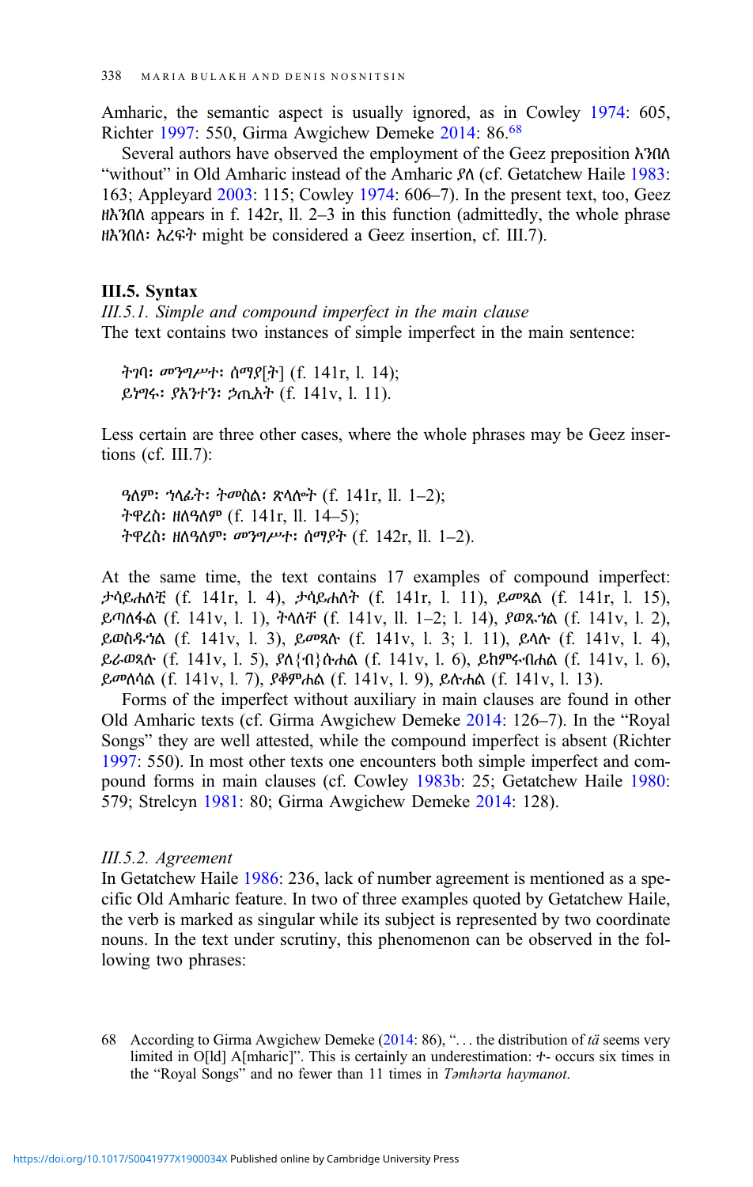Amharic, the semantic aspect is usually ignored, as in Cowley 1974: 605, Richter 1997: 550, Girma Awgichew Demeke 2014: 86.[68]

Several authors have observed the employment of the Geez preposition እንበለ "without" in Old Amharic instead of the Amharic ያለ (cf. Getatchew Haile 1983: 163; Appleyard 2003: 115; Cowley 1974: 606–7). In the present text, too, Geez ዘእንበለ appears in f. 142r, ll. 2–3 in this function (admittedly, the whole phrase ዘእንበለ፡ እረፍት might be considered a Geez insertion, cf. III.7).

### III.5. Syntax

*III.5.1. Simple and compound imperfect in the main clause*

The text contains two instances of simple imperfect in the main sentence:

> ትገባ፡ መንግሥተ፡ ሰማያ[ት] (f. 141r, l. 14);
> ይነግሩ፡ ያእንተን፡ ኃጢአት (f. 141v, l. 11).

Less certain are three other cases, where the whole phrases may be Geez insertions (cf. III.7):

> ዓለም፡ ኀላፊት፡ ትመስል፡ ጽላሎት (f. 141r, ll. 1–2);
> ትዋረስ፡ ዘለዓለም (f. 141r, ll. 14–5);
> ትዋረስ፡ ዘለዓለም፡ መንግሥተ፡ ሰማያት (f. 142r, ll. 1–2).

At the same time, the text contains 17 examples of compound imperfect: ታሳይሐለቺ (f. 141r, l. 4), ታሳይሐለት (f. 141r, l. 11), ይመጻል (f. 141r, l. 15), ይጣለፋል (f. 141v, l. 1), ትላለቻ (f. 141v, ll. 1–2; l. 14), ያወጹኀል (f. 141v, l. 2), ይወስዱኀል (f. 141v, l. 3), ይመጻሉ (f. 141v, l. 3; l. 11), ይላሉ (f. 141v, l. 4), ይራወጻሉ (f. 141v, l. 5), ያለ{ብ}ሱሐል (f. 141v, l. 6), ይከምሩብሐል (f. 141v, l. 6), ይመለሳል (f. 141v, l. 7), ያቆምሐል (f. 141v, l. 9), ይሉሐል (f. 141v, l. 13).

Forms of the imperfect without auxiliary in main clauses are found in other Old Amharic texts (cf. Girma Awgichew Demeke 2014: 126–7). In the "Royal Songs" they are well attested, while the compound imperfect is absent (Richter 1997: 550). In most other texts one encounters both simple imperfect and compound forms in main clauses (cf. Cowley 1983b: 25; Getatchew Haile 1980: 579; Strelcyn 1981: 80; Girma Awgichew Demeke 2014: 128).

*III.5.2. Agreement*

In Getatchew Haile 1986: 236, lack of number agreement is mentioned as a specific Old Amharic feature. In two of three examples quoted by Getatchew Haile, the verb is marked as singular while its subject is represented by two coordinate nouns. In the text under scrutiny, this phenomenon can be observed in the following two phrases:

---

68 According to Girma Awgichew Demeke (2014: 86), "… the distribution of *tä* seems very limited in O[ld] A[mharic]". This is certainly an underestimation: ተ- occurs six times in the "Royal Songs" and no fewer than 11 times in *Təmhərta haymanot*.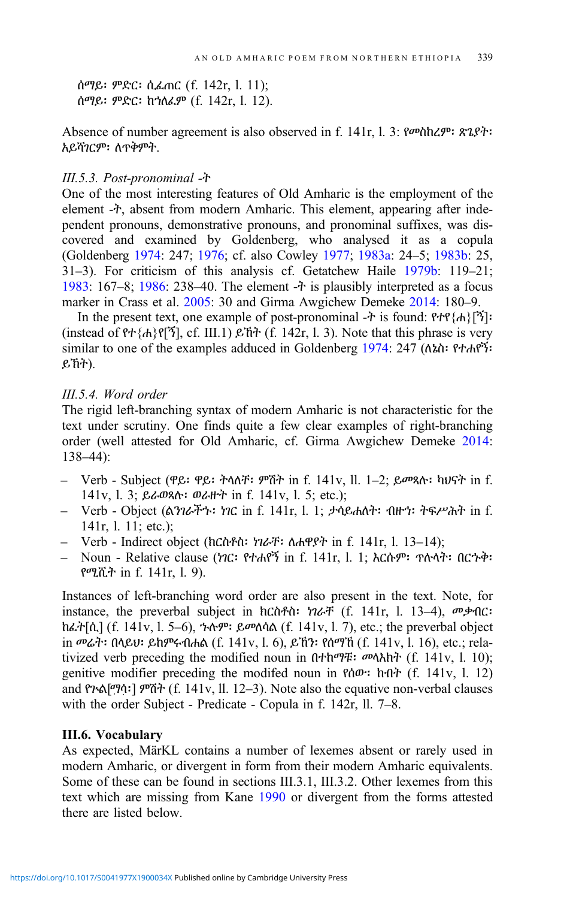ሰማይ፡ ምድር፡ ሲፈጠር (f. 142r, l. 11);
ሰማይ፡ ምድር፡ ከኀለፈም (f. 142r, l. 12).

Absence of number agreement is also observed in f. 141r, l. 3: የመስከረም፡ ጽጌያት፡ አይሻገርም፡ ለጥቅምት.

*III.5.3. Post-pronominal -ት*

One of the most interesting features of Old Amharic is the employment of the element -ት, absent from modern Amharic. This element, appearing after independent pronouns, demonstrative pronouns, and pronominal suffixes, was discovered and examined by Goldenberg, who analysed it as a copula (Goldenberg 1974: 247; 1976; cf. also Cowley 1977; 1983a: 24–5; 1983b: 25, 31–3). For criticism of this analysis cf. Getatchew Haile 1979b: 119–21; 1983: 167–8; 1986: 238–40. The element -ት is plausibly interpreted as a focus marker in Crass et al. 2005: 30 and Girma Awgichew Demeke 2014: 180–9.

In the present text, one example of post-pronominal -ት is found: የተየ{ሐ}የ[ኝ]፡ (instead of የተ{ሐ}የ[ኝ], cf. III.1) ይኸት (f. 142r, l. 3). Note that this phrase is very similar to one of the examples adduced in Goldenberg 1974: 247 (ለኔስ፡ የተሐየኝ፡ ይኸት).

*III.5.4. Word order*

The rigid left-branching syntax of modern Amharic is not characteristic for the text under scrutiny. One finds quite a few clear examples of right-branching order (well attested for Old Amharic, cf. Girma Awgichew Demeke 2014: 138–44):

- Verb - Subject (ዋይ፡ ዋይ፡ ትላለቸ፡ ምሽት in f. 141v, ll. 1–2; ይመጻሉ፡ ካህናት in f. 141v, l. 3; ይራወጻሉ፡ ወራዙት in f. 141v, l. 5; etc.);
- Verb - Object (ልንገራችኍ፡ ነገር in f. 141r, l. 1; ታሳይሐለት፡ ብዙኀ፡ ትፍሥሕት in f. 141r, l. 11; etc.);
- Verb - Indirect object (ክርስቶስ፡ ነገራቸ፡ ለሐዋያት in f. 141r, l. 13–14);
- Noun - Relative clause (ነገር፡ የተሐየኝ in f. 141r, l. 1; እርሱም፡ ጥሉላት፡ በርጉቅ፡ የሚሺት in f. 141r, l. 9).

Instances of left-branching word order are also present in the text. Note, for instance, the preverbal subject in ክርስቶስ፡ ነገራቸ (f. 141r, l. 13–4), መቃብር፡ ከፈት[ሲ] (f. 141v, l. 5–6), ኍሉም፡ ይመለሳል (f. 141v, l. 7), etc.; the preverbal object in መሬት፡ በላይህ፡ ይከምሩብሐል (f. 141v, l. 6), ይኸን፡ የሰማኸ (f. 141v, l. 16), etc.; relativized verb preceding the modified noun in በተከማቹ፡ መላእክት (f. 141v, l. 10); genitive modifier preceding the modifed noun in የሰው፡ ከብት (f. 141v, l. 12) and የጐል[ማሳ፡] ምሽት (f. 141v, ll. 12–3). Note also the equative non-verbal clauses with the order Subject - Predicate - Copula in f. 142r, ll. 7–8.

## III.6. Vocabulary

As expected, MärKL contains a number of lexemes absent or rarely used in modern Amharic, or divergent in form from their modern Amharic equivalents. Some of these can be found in sections III.3.1, III.3.2. Other lexemes from this text which are missing from Kane 1990 or divergent from the forms attested there are listed below.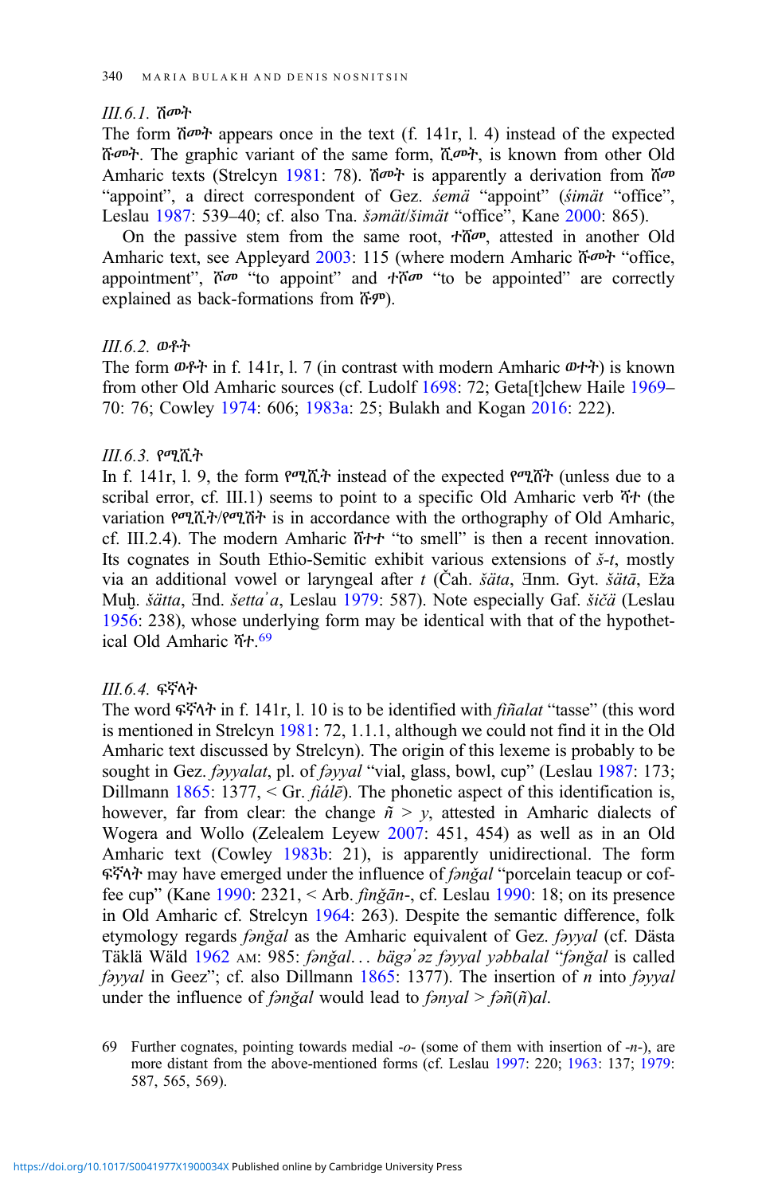### III.6.1. ሽመት

The form ሽመት appears once in the text (f. 141r, l. 4) instead of the expected ሹመት. The graphic variant of the same form, ሺመት, is known from other Old Amharic texts (Strelcyn 1981: 78). ሽመት is apparently a derivation from ሽመ "appoint", a direct correspondent of Gez. *śemä* "appoint" (*śimät* "office", Leslau 1987: 539–40; cf. also Tna. *šəmät*/*šimät* "office", Kane 2000: 865).

On the passive stem from the same root, ተሾመ, attested in another Old Amharic text, see Appleyard 2003: 115 (where modern Amharic ሹመት "office, appointment", ሾመ "to appoint" and ተሾመ "to be appointed" are correctly explained as back-formations from ሹም).

### III.6.2. ወቶት

The form ወቶት in f. 141r, l. 7 (in contrast with modern Amharic ወተት) is known from other Old Amharic sources (cf. Ludolf 1698: 72; Geta[t]chew Haile 1969–70: 76; Cowley 1974: 606; 1983a: 25; Bulakh and Kogan 2016: 222).

### III.6.3. የሚሺት

In f. 141r, l. 9, the form የሚሺት instead of the expected የሚሸት (unless due to a scribal error, cf. III.1) seems to point to a specific Old Amharic verb ሻተ (the variation የሚሺት/የሚሸት is in accordance with the orthography of Old Amharic, cf. III.2.4). The modern Amharic ሸተተ "to smell" is then a recent innovation. Its cognates in South Ethio-Semitic exhibit various extensions of *š-t*, mostly via an additional vowel or laryngeal after *t* (Čah. *šäta*, Ǝnm. Gyt. *šätā*, Eža Muḫ. *sätta*, Ǝnd. *šetta'a*, Leslau 1979: 587). Note especially Gaf. *šičä* (Leslau 1956: 238), whose underlying form may be identical with that of the hypothetical Old Amharic ሻተ.[69]

### III.6.4. ፍኛላት

The word ፍኛላት in f. 141r, l. 10 is to be identified with *fiñalat* "tasse" (this word is mentioned in Strelcyn 1981: 72, 1.1.1, although we could not find it in the Old Amharic text discussed by Strelcyn). The origin of this lexeme is probably to be sought in Gez. *fəyyalat*, pl. of *fəyyal* "vial, glass, bowl, cup" (Leslau 1987: 173; Dillmann 1865: 1377, < Gr. *fiálē*). The phonetic aspect of this identification is, however, far from clear: the change *ñ* > *y*, attested in Amharic dialects of Wogera and Wollo (Zelealem Leyew 2007: 451, 454) as well as in an Old Amharic text (Cowley 1983b: 21), is apparently unidirectional. The form ፍኛላት may have emerged under the influence of *fənǧal* "porcelain teacup or coffee cup" (Kane 1990: 2321, < Arb. *finǧān*-, cf. Leslau 1990: 18; on its presence in Old Amharic cf. Strelcyn 1964: 263). Despite the semantic difference, folk etymology regards *fənǧal* as the Amharic equivalent of Gez. *fəyyal* (cf. Dästa Täklä Wäld 1962 AM: 985: *fənǧal… bägəʾəz fəyyal yəbbalal* "*fənǧal* is called *fəyyal* in Geez"; cf. also Dillmann 1865: 1377). The insertion of *n* into *fəyyal* under the influence of *fənǧal* would lead to *fənyal* > *fəñ*(*ñ*)*al*.

---

69 Further cognates, pointing towards medial -*o*- (some of them with insertion of -*n*-), are more distant from the above-mentioned forms (cf. Leslau 1997: 220; 1963: 137; 1979: 587, 565, 569).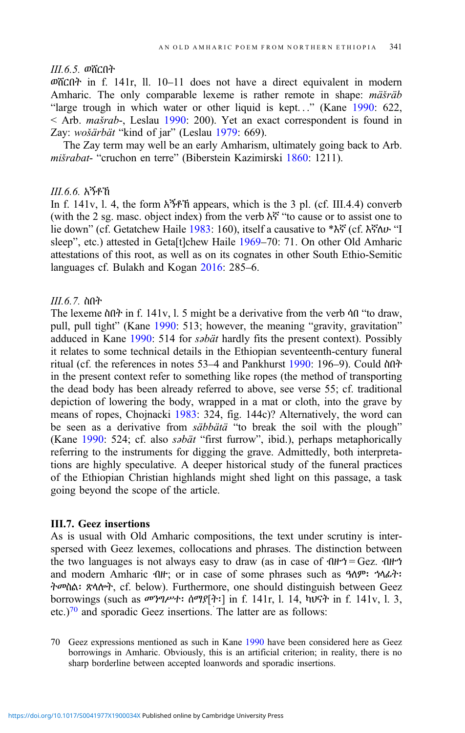### III.6.5. ወሸርበት

ወሸርበት in f. 141r, ll. 10–11 does not have a direct equivalent in modern Amharic. The only comparable lexeme is rather remote in shape: *mäšräb* "large trough in which water or other liquid is kept…" (Kane 1990: 622, < Arb. *mašrab*-, Leslau 1990: 200). Yet an exact correspondent is found in Zay: *wošärbät* "kind of jar" (Leslau 1979: 669).

The Zay term may well be an early Amharism, ultimately going back to Arb. *mišrabat*- "cruchon en terre" (Biberstein Kazimirski 1860: 1211).

### III.6.6. አኙቶኽ

In f. 141v, l. 4, the form አኙቶኽ appears, which is the 3 pl. (cf. III.4.4) converb (with the 2 sg. masc. object index) from the verb አኛ "to cause or to assist one to lie down" (cf. Getatchew Haile 1983: 160), itself a causative to *እኛ (cf. እኛለሁ "I sleep", etc.) attested in Geta[t]chew Haile 1969–70: 71. On other Old Amharic attestations of this root, as well as on its cognates in other South Ethio-Semitic languages cf. Bulakh and Kogan 2016: 285–6.

### III.6.7. ስበት

The lexeme ስበት in f. 141v, l. 5 might be a derivative from the verb ሳበ "to draw, pull, pull tight" (Kane 1990: 513; however, the meaning "gravity, gravitation" adduced in Kane 1990: 514 for *səbät* hardly fits the present context). Possibly it relates to some technical details in the Ethiopian seventeenth-century funeral ritual (cf. the references in notes 53–4 and Pankhurst 1990: 196–9). Could ስበት in the present context refer to something like ropes (the method of transporting the dead body has been already referred to above, see verse 55; cf. traditional depiction of lowering the body, wrapped in a mat or cloth, into the grave by means of ropes, Chojnacki 1983: 324, fig. 144c)? Alternatively, the word can be seen as a derivative from *säbbätä* "to break the soil with the plough" (Kane 1990: 524; cf. also *səbät* "first furrow", ibid.), perhaps metaphorically referring to the instruments for digging the grave. Admittedly, both interpretations are highly speculative. A deeper historical study of the funeral practices of the Ethiopian Christian highlands might shed light on this passage, a task going beyond the scope of the article.

## III.7. Geez insertions

As is usual with Old Amharic compositions, the text under scrutiny is interspersed with Geez lexemes, collocations and phrases. The distinction between the two languages is not always easy to draw (as in case of ብዙኅ = Gez. ብዙኅ and modern Amharic ብዙ; or in case of some phrases such as ዓለም፡ ኀላፊት፡ ትመስል፡ ጽላሎት, cf. below). Furthermore, one should distinguish between Geez borrowings (such as መንግሥት፡ ሰማያ[ት፡] in f. 141r, l. 14, ካህናት in f. 141v, l. 3, etc.)[70] and sporadic Geez insertions. The latter are as follows:

70 Geez expressions mentioned as such in Kane 1990 have been considered here as Geez borrowings in Amharic. Obviously, this is an artificial criterion; in reality, there is no sharp borderline between accepted loanwords and sporadic insertions.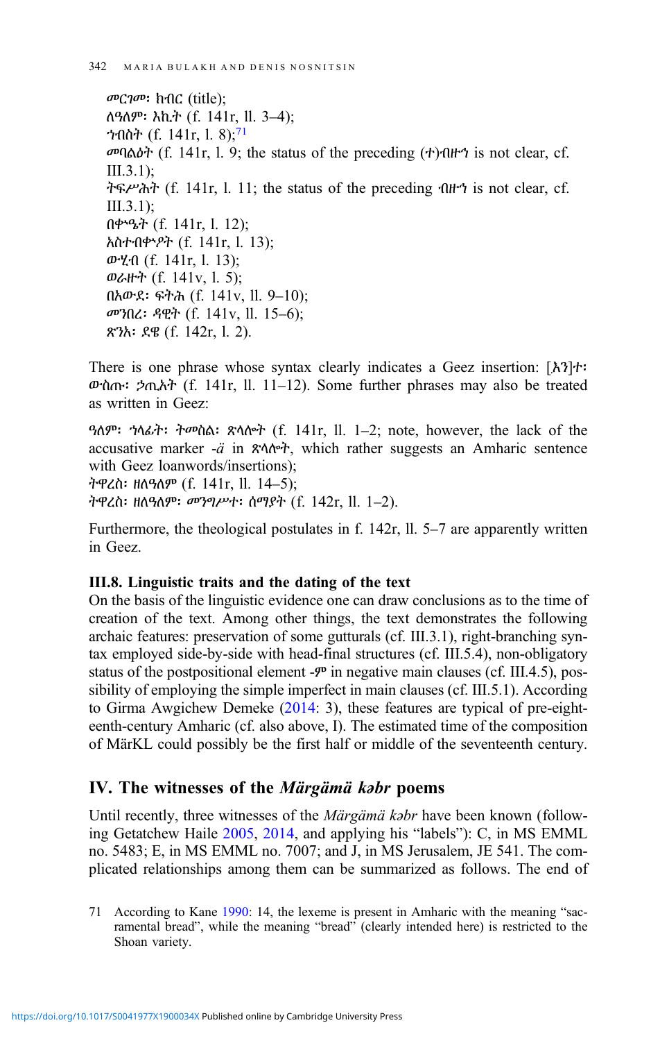መርገም፡ ክብር (title);
ለዓለም፡ እኪት (f. 141r, ll. 3–4);
ኅብስት (f. 141r, l. 8);[71]
መባልዕት (f. 141r, l. 9; the status of the preceding (ተ)ብዙኅ is not clear, cf. III.3.1);
ትፍሥሕት (f. 141r, l. 11; the status of the preceding ብዙኅ is not clear, cf. III.3.1);
በቍዔት (f. 141r, l. 12);
አስተብቍዖት (f. 141r, l. 13);
ውሂብ (f. 141r, l. 13);
ወራዙት (f. 141v, l. 5);
በአውደ፡ ፍትሕ (f. 141v, ll. 9–10);
መንበረ፡ ዳዊት (f. 141v, ll. 15–6);
ጽንአ፡ ደዌ (f. 142r, l. 2).

There is one phrase whose syntax clearly indicates a Geez insertion: [እን]ተ፡ ውስጡ፡ ኃጢአት (f. 141r, ll. 11–12). Some further phrases may also be treated as written in Geez:

ዓለም፡ ኅላፊት፡ ትመስል፡ ጽላሎት (f. 141r, ll. 1–2; note, however, the lack of the accusative marker -*ä* in ጽላሎት, which rather suggests an Amharic sentence with Geez loanwords/insertions);
ትዋረስ፡ ዘለዓለም (f. 141r, ll. 14–5);
ትዋረስ፡ ዘለዓለም፡ መንግሥተ፡ ሰማያት (f. 142r, ll. 1–2).

Furthermore, the theological postulates in f. 142r, ll. 5–7 are apparently written in Geez.

### III.8. Linguistic traits and the dating of the text

On the basis of the linguistic evidence one can draw conclusions as to the time of creation of the text. Among other things, the text demonstrates the following archaic features: preservation of some gutturals (cf. III.3.1), right-branching syntax employed side-by-side with head-final structures (cf. III.5.4), non-obligatory status of the postpositional element -ም in negative main clauses (cf. III.4.5), possibility of employing the simple imperfect in main clauses (cf. III.5.1). According to Girma Awgichew Demeke (2014: 3), these features are typical of pre-eighteenth-century Amharic (cf. also above, I). The estimated time of the composition of MärKL could possibly be the first half or middle of the seventeenth century.

## IV. The witnesses of the *Märgämä kəbr* poems

Until recently, three witnesses of the *Märgämä kəbr* have been known (following Getatchew Haile 2005, 2014, and applying his "labels"): C, in MS EMML no. 5483; E, in MS EMML no. 7007; and J, in MS Jerusalem, JE 541. The complicated relationships among them can be summarized as follows. The end of

71 According to Kane 1990: 14, the lexeme is present in Amharic with the meaning "sacramental bread", while the meaning "bread" (clearly intended here) is restricted to the Shoan variety.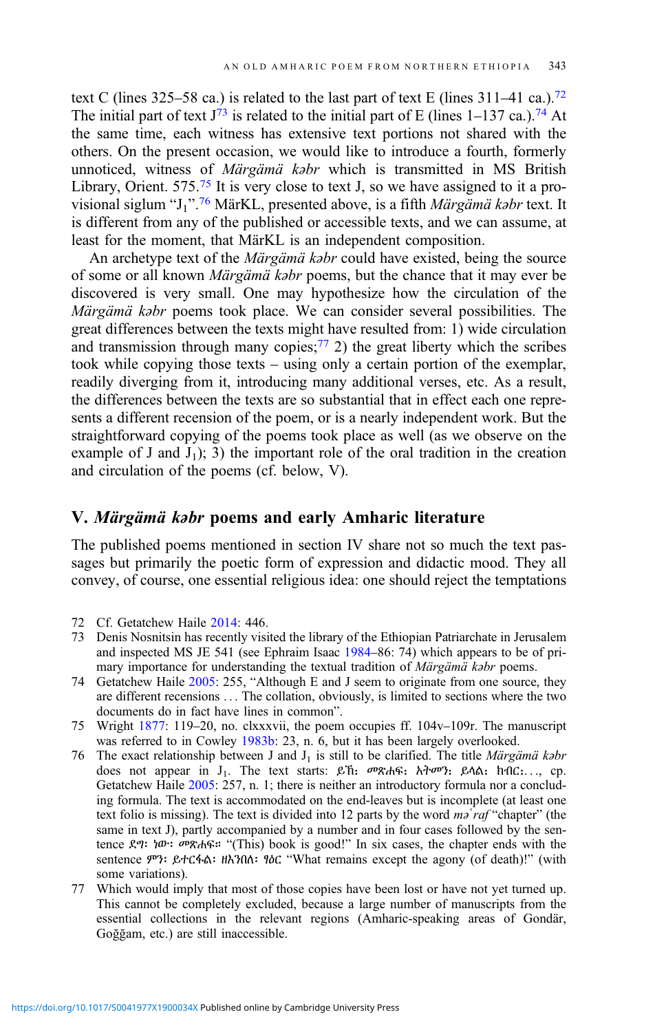text C (lines 325–58 ca.) is related to the last part of text E (lines 311–41 ca.).[72] The initial part of text J[73] is related to the initial part of E (lines 1–137 ca.).[74] At the same time, each witness has extensive text portions not shared with the others. On the present occasion, we would like to introduce a fourth, formerly unnoticed, witness of *Märgämä kəbr* which is transmitted in MS British Library, Orient. 575.[75] It is very close to text J, so we have assigned to it a provisional siglum "$J_1$".[76] MärKL, presented above, is a fifth *Märgämä kəbr* text. It is different from any of the published or accessible texts, and we can assume, at least for the moment, that MärKL is an independent composition.

An archetype text of the *Märgämä kəbr* could have existed, being the source of some or all known *Märgämä kəbr* poems, but the chance that it may ever be discovered is very small. One may hypothesize how the circulation of the *Märgämä kəbr* poems took place. We can consider several possibilities. The great differences between the texts might have resulted from: 1) wide circulation and transmission through many copies;[77] 2) the great liberty which the scribes took while copying those texts – using only a certain portion of the exemplar, readily diverging from it, introducing many additional verses, etc. As a result, the differences between the texts are so substantial that in effect each one represents a different recension of the poem, or is a nearly independent work. But the straightforward copying of the poems took place as well (as we observe on the example of J and $J_1$); 3) the important role of the oral tradition in the creation and circulation of the poems (cf. below, V).

## V. *Märgämä kəbr* poems and early Amharic literature

The published poems mentioned in section IV share not so much the text passages but primarily the poetic form of expression and didactic mood. They all convey, of course, one essential religious idea: one should reject the temptations

72 Cf. Getatchew Haile 2014: 446.

73 Denis Nosnitsin has recently visited the library of the Ethiopian Patriarchate in Jerusalem and inspected MS JE 541 (see Ephraim Isaac 1984–86: 74) which appears to be of primary importance for understanding the textual tradition of *Märgämä kəbr* poems.

74 Getatchew Haile 2005: 255, "Although E and J seem to originate from one source, they are different recensions … The collation, obviously, is limited to sections where the two documents do in fact have lines in common".

75 Wright 1877: 119–20, no. clxxxvii, the poem occupies ff. 104v–109r. The manuscript was referred to in Cowley 1983b: 23, n. 6, but it has been largely overlooked.

76 The exact relationship between J and $J_1$ is still to be clarified. The title *Märgämä kəbr* does not appear in $J_1$. The text starts: ይኸ፡ መጽሐፍ፡ አትመን፡ ይላል፡ ክብር፡…, cp. Getatchew Haile 2005: 257, n. 1; there is neither an introductory formula nor a concluding formula. The text is accommodated on the end-leaves but is incomplete (at least one text folio is missing). The text is divided into 12 parts by the word *məʿraf* "chapter" (the same in text J), partly accompanied by a number and in four cases followed by the sentence ደግ፡ ነው፡ መጽሐፍ። "(This) book is good!" In six cases, the chapter ends with the sentence ምን፡ ይተርፋል፡ ዘእንበለ፡ ፃዕር "What remains except the agony (of death)!" (with some variations).

77 Which would imply that most of those copies have been lost or have not yet turned up. This cannot be completely excluded, because a large number of manuscripts from the essential collections in the relevant regions (Amharic-speaking areas of Gondär, Goǧǧam, etc.) are still inaccessible.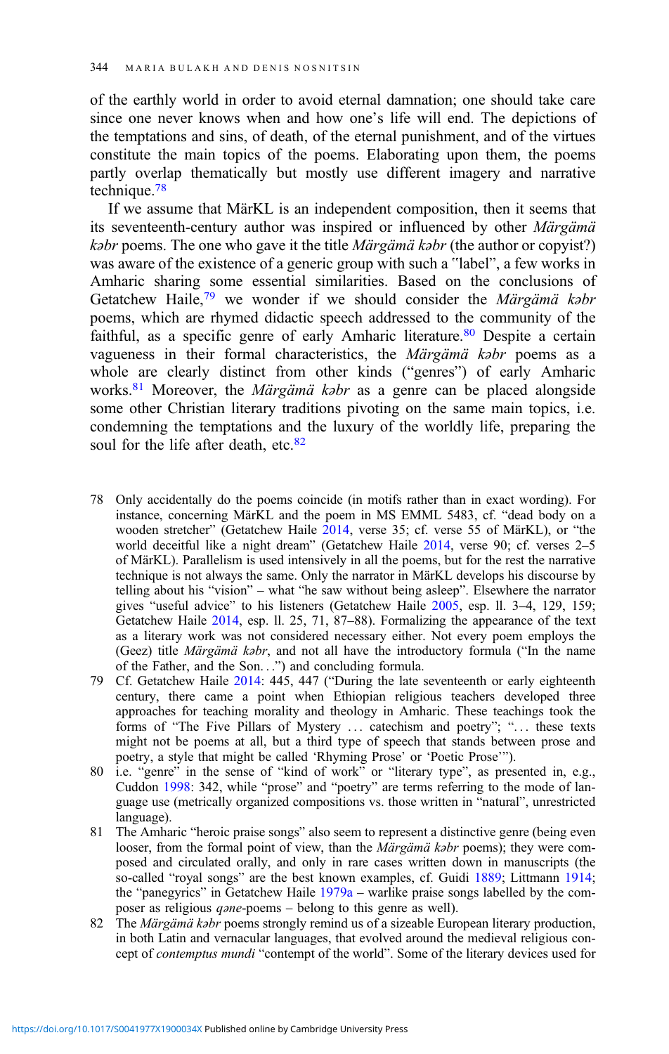of the earthly world in order to avoid eternal damnation; one should take care since one never knows when and how one's life will end. The depictions of the temptations and sins, of death, of the eternal punishment, and of the virtues constitute the main topics of the poems. Elaborating upon them, the poems partly overlap thematically but mostly use different imagery and narrative technique.[78]

If we assume that MärKL is an independent composition, then it seems that its seventeenth-century author was inspired or influenced by other *Märgämä kəbr* poems. The one who gave it the title *Märgämä kəbr* (the author or copyist?) was aware of the existence of a generic group with such a "label", a few works in Amharic sharing some essential similarities. Based on the conclusions of Getatchew Haile,[79] we wonder if we should consider the *Märgämä kəbr* poems, which are rhymed didactic speech addressed to the community of the faithful, as a specific genre of early Amharic literature.[80] Despite a certain vagueness in their formal characteristics, the *Märgämä kəbr* poems as a whole are clearly distinct from other kinds ("genres") of early Amharic works.[81] Moreover, the *Märgämä kəbr* as a genre can be placed alongside some other Christian literary traditions pivoting on the same main topics, i.e. condemning the temptations and the luxury of the worldly life, preparing the soul for the life after death, etc.[82]

78 Only accidentally do the poems coincide (in motifs rather than in exact wording). For instance, concerning MärKL and the poem in MS EMML 5483, cf. "dead body on a wooden stretcher" (Getatchew Haile 2014, verse 35; cf. verse 55 of MärKL), or "the world deceitful like a night dream" (Getatchew Haile 2014, verse 90; cf. verses 2–5 of MärKL). Parallelism is used intensively in all the poems, but for the rest the narrative technique is not always the same. Only the narrator in MärKL develops his discourse by telling about his "vision" – what "he saw without being asleep". Elsewhere the narrator gives "useful advice" to his listeners (Getatchew Haile 2005, esp. ll. 3–4, 129, 159; Getatchew Haile 2014, esp. ll. 25, 71, 87–88). Formalizing the appearance of the text as a literary work was not considered necessary either. Not every poem employs the (Geez) title *Märgämä kəbr*, and not all have the introductory formula ("In the name of the Father, and the Son…") and concluding formula.

79 Cf. Getatchew Haile 2014: 445, 447 ("During the late seventeenth or early eighteenth century, there came a point when Ethiopian religious teachers developed three approaches for teaching morality and theology in Amharic. These teachings took the forms of "The Five Pillars of Mystery … catechism and poetry"; "… these texts might not be poems at all, but a third type of speech that stands between prose and poetry, a style that might be called 'Rhyming Prose' or 'Poetic Prose'").

80 i.e. "genre" in the sense of "kind of work" or "literary type", as presented in, e.g., Cuddon 1998: 342, while "prose" and "poetry" are terms referring to the mode of language use (metrically organized compositions vs. those written in "natural", unrestricted language).

81 The Amharic "heroic praise songs" also seem to represent a distinctive genre (being even looser, from the formal point of view, than the *Märgämä kəbr* poems); they were composed and circulated orally, and only in rare cases written down in manuscripts (the so-called "royal songs" are the best known examples, cf. Guidi 1889; Littmann 1914; the "panegyrics" in Getatchew Haile 1979a – warlike praise songs labelled by the composer as religious *qəne*-poems – belong to this genre as well).

82 The *Märgämä kəbr* poems strongly remind us of a sizeable European literary production, in both Latin and vernacular languages, that evolved around the medieval religious concept of *contemptus mundi* "contempt of the world". Some of the literary devices used for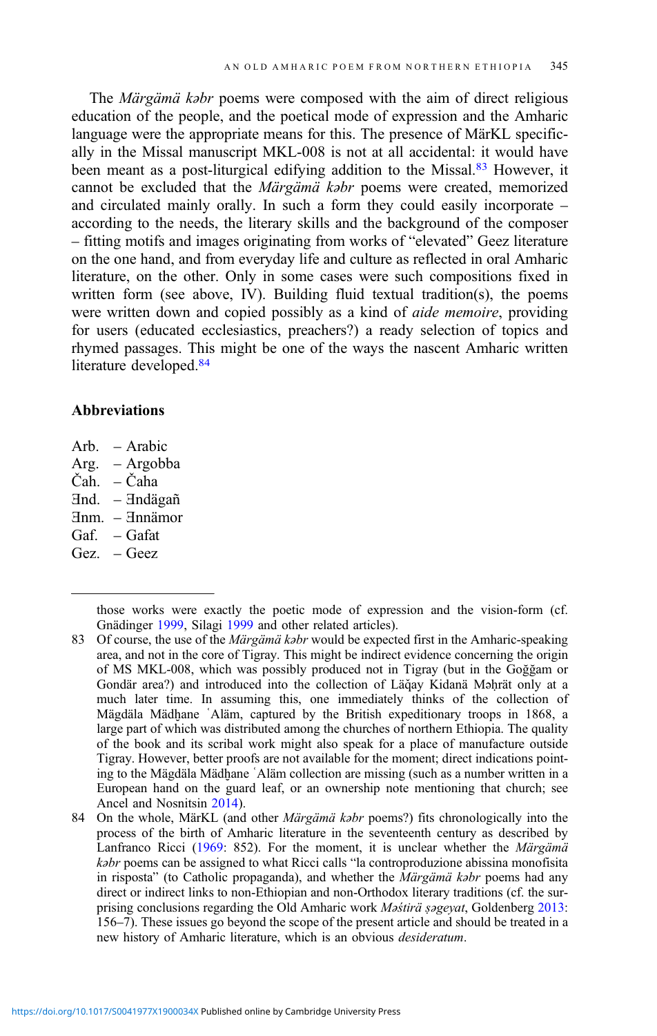The *Märgämä kəbr* poems were composed with the aim of direct religious education of the people, and the poetical mode of expression and the Amharic language were the appropriate means for this. The presence of MärKL specifically in the Missal manuscript MKL-008 is not at all accidental: it would have been meant as a post-liturgical edifying addition to the Missal.[83] However, it cannot be excluded that the *Märgämä kəbr* poems were created, memorized and circulated mainly orally. In such a form they could easily incorporate – according to the needs, the literary skills and the background of the composer – fitting motifs and images originating from works of "elevated" Geez literature on the one hand, and from everyday life and culture as reflected in oral Amharic literature, on the other. Only in some cases were such compositions fixed in written form (see above, IV). Building fluid textual tradition(s), the poems were written down and copied possibly as a kind of *aide memoire*, providing for users (educated ecclesiastics, preachers?) a ready selection of topics and rhymed passages. This might be one of the ways the nascent Amharic written literature developed.[84]

## Abbreviations

- Arb. – Arabic
- Arg. – Argobba
- Čah. – Čaha
- Ǝnd. – Ǝndägañ
- Ǝnm. – Ǝnnämor
- Gaf. – Gafat
- Gez. – Geez

---

those works were exactly the poetic mode of expression and the vision-form (cf. Gnädinger 1999, Silagi 1999 and other related articles).

83 Of course, the use of the *Märgämä kəbr* would be expected first in the Amharic-speaking area, and not in the core of Tigray. This might be indirect evidence concerning the origin of MS MKL-008, which was possibly produced not in Tigray (but in the Goǧǧam or Gondär area?) and introduced into the collection of Läq̣ay Kidanä Məḥrät only at a much later time. In assuming this, one immediately thinks of the collection of Mägdäla Mädḫane ʿAläm, captured by the British expeditionary troops in 1868, a large part of which was distributed among the churches of northern Ethiopia. The quality of the book and its scribal work might also speak for a place of manufacture outside Tigray. However, better proofs are not available for the moment; direct indications pointing to the Mägdäla Mädḫane ʿAläm collection are missing (such as a number written in a European hand on the guard leaf, or an ownership note mentioning that church; see Ancel and Nosnitsin 2014).

84 On the whole, MärKL (and other *Märgämä kəbr* poems?) fits chronologically into the process of the birth of Amharic literature in the seventeenth century as described by Lanfranco Ricci (1969: 852). For the moment, it is unclear whether the *Märgämä kəbr* poems can be assigned to what Ricci calls "la controproduzione abissina monofisita in risposta" (to Catholic propaganda), and whether the *Märgämä kəbr* poems had any direct or indirect links to non-Ethiopian and non-Orthodox literary traditions (cf. the surprising conclusions regarding the Old Amharic work *Məśtirä ṣəgeyat*, Goldenberg 2013: 156–7). These issues go beyond the scope of the present article and should be treated in a new history of Amharic literature, which is an obvious *desideratum*.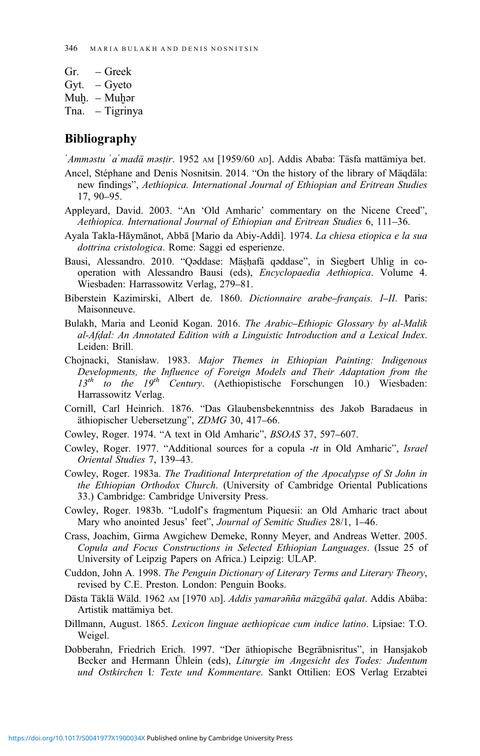Gr. – Greek
Gyt. – Gyeto
Muḫ. – Muḫər
Tna. – Tigrinya

## Bibliography

*ʾAmməstu ʾaʿmadä məsṭir*. 1952 AM [1959/60 AD]. Addis Ababa: Täsfa mattämiya bet.

Ancel, Stéphane and Denis Nosnitsin. 2014. "On the history of the library of Mäqdäla: new findings", *Aethiopica. International Journal of Ethiopian and Eritrean Studies* 17, 90–95.

Appleyard, David. 2003. "An 'Old Amharic' commentary on the Nicene Creed", *Aethiopica. International Journal of Ethiopian and Eritrean Studies* 6, 111–36.

Ayala Takla-Hāymānot, Abbā [Mario da Abiy-Addì]. 1974. *La chiesa etiopica e la sua dottrina cristologica*. Rome: Saggi ed esperienze.

Bausi, Alessandro. 2010. "Qəddase: Mäṣḥafä qəddase", in Siegbert Uhlig in co-operation with Alessandro Bausi (eds), *Encyclopaedia Aethiopica*. Volume 4. Wiesbaden: Harrassowitz Verlag, 279–81.

Biberstein Kazimirski, Albert de. 1860. *Dictionnaire arabe–français. I–II*. Paris: Maisonneuve.

Bulakh, Maria and Leonid Kogan. 2016. *The Arabic–Ethiopic Glossary by al-Malik al-Afḍal: An Annotated Edition with a Linguistic Introduction and a Lexical Index*. Leiden: Brill.

Chojnacki, Stanisław. 1983. *Major Themes in Ethiopian Painting: Indigenous Developments, the Influence of Foreign Models and Their Adaptation from the 13th to the 19th Century*. (Aethiopistische Forschungen 10.) Wiesbaden: Harrassowitz Verlag.

Cornill, Carl Heinrich. 1876. "Das Glaubensbekenntniss des Jakob Baradaeus in äthiopischer Uebersetzung", *ZDMG* 30, 417–66.

Cowley, Roger. 1974. "A text in Old Amharic", *BSOAS* 37, 597–607.

Cowley, Roger. 1977. "Additional sources for a copula *-tt* in Old Amharic", *Israel Oriental Studies* 7, 139–43.

Cowley, Roger. 1983a. *The Traditional Interpretation of the Apocalypse of St John in the Ethiopian Orthodox Church*. (University of Cambridge Oriental Publications 33.) Cambridge: Cambridge University Press.

Cowley, Roger. 1983b. "Ludolf's fragmentum Piquesii: an Old Amharic tract about Mary who anointed Jesus' feet", *Journal of Semitic Studies* 28/1, 1–46.

Crass, Joachim, Girma Awgichew Demeke, Ronny Meyer, and Andreas Wetter. 2005. *Copula and Focus Constructions in Selected Ethiopian Languages*. (Issue 25 of University of Leipzig Papers on Africa.) Leipzig: ULAP.

Cuddon, John A. 1998. *The Penguin Dictionary of Literary Terms and Literary Theory*, revised by C.E. Preston. London: Penguin Books.

Dästa Täklä Wäld. 1962 AM [1970 AD]. *Addis yamarəñña mäzgäbä qalat*. Addis Abäba: Artistik mattämiya bet.

Dillmann, August. 1865. *Lexicon linguae aethiopicae cum indice latino*. Lipsiae: T.O. Weigel.

Dobberahn, Friedrich Erich. 1997. "Der äthiopische Begräbnisritus", in Hansjakob Becker and Hermann Ühlein (eds), *Liturgie im Angesicht des Todes: Judentum und Ostkirchen* I*: Texte und Kommentare*. Sankt Ottilien: EOS Verlag Erzabtei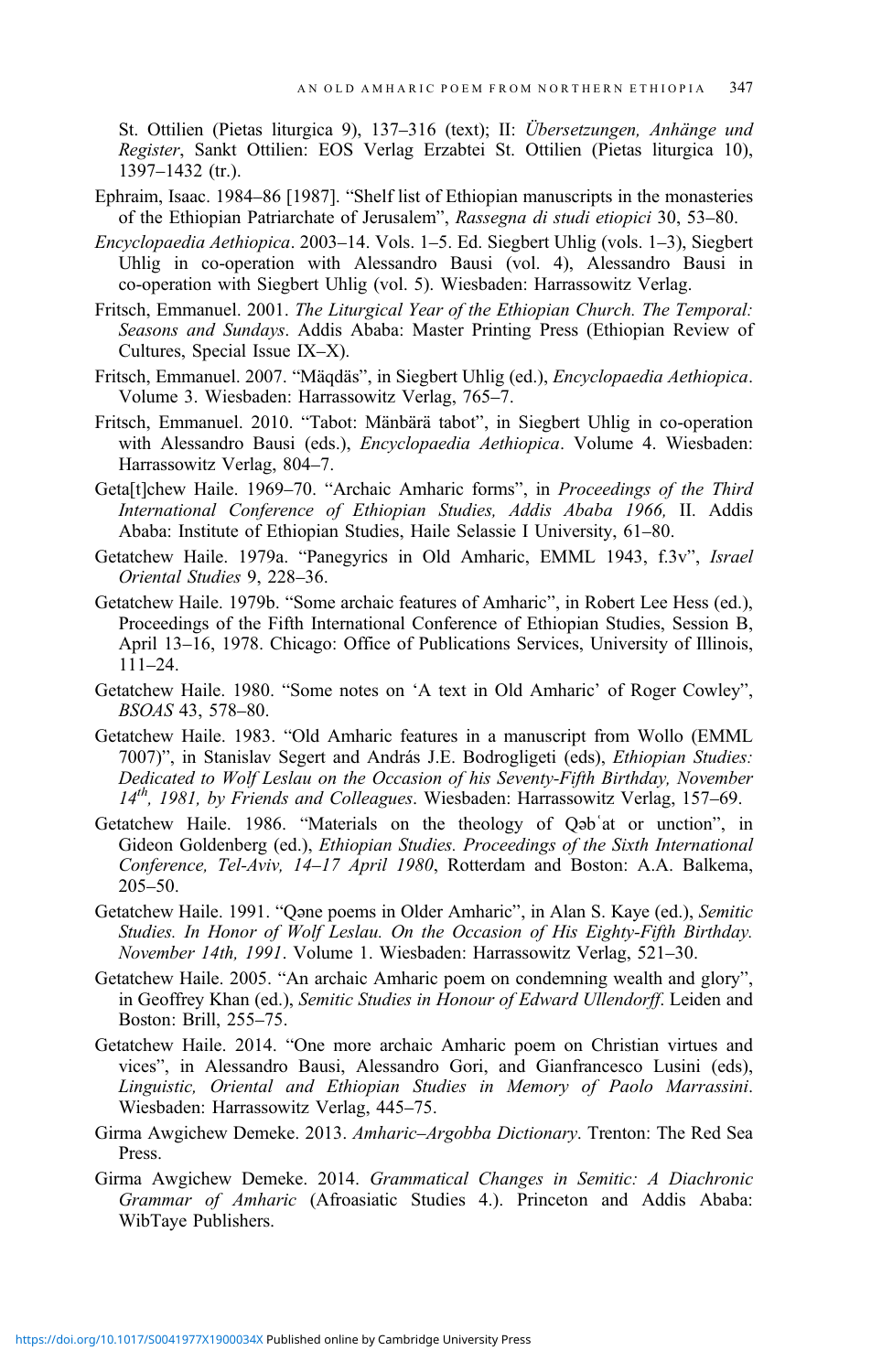St. Ottilien (Pietas liturgica 9), 137–316 (text); II: *Übersetzungen, Anhänge und Register*, Sankt Ottilien: EOS Verlag Erzabtei St. Ottilien (Pietas liturgica 10), 1397–1432 (tr.).

Ephraim, Isaac. 1984–86 [1987]. "Shelf list of Ethiopian manuscripts in the monasteries of the Ethiopian Patriarchate of Jerusalem", *Rassegna di studi etiopici* 30, 53–80.

*Encyclopaedia Aethiopica*. 2003–14. Vols. 1–5. Ed. Siegbert Uhlig (vols. 1–3), Siegbert Uhlig in co-operation with Alessandro Bausi (vol. 4), Alessandro Bausi in co-operation with Siegbert Uhlig (vol. 5). Wiesbaden: Harrassowitz Verlag.

Fritsch, Emmanuel. 2001. *The Liturgical Year of the Ethiopian Church. The Temporal: Seasons and Sundays*. Addis Ababa: Master Printing Press (Ethiopian Review of Cultures, Special Issue IX–X).

Fritsch, Emmanuel. 2007. "Mäqdäs", in Siegbert Uhlig (ed.), *Encyclopaedia Aethiopica*. Volume 3. Wiesbaden: Harrassowitz Verlag, 765–7.

Fritsch, Emmanuel. 2010. "Tabot: Mänbärä tabot", in Siegbert Uhlig in co-operation with Alessandro Bausi (eds.), *Encyclopaedia Aethiopica*. Volume 4. Wiesbaden: Harrassowitz Verlag, 804–7.

Geta[t]chew Haile. 1969–70. "Archaic Amharic forms", in *Proceedings of the Third International Conference of Ethiopian Studies, Addis Ababa 1966,* II. Addis Ababa: Institute of Ethiopian Studies, Haile Selassie I University, 61–80.

Getatchew Haile. 1979a. "Panegyrics in Old Amharic, EMML 1943, f.3v", *Israel Oriental Studies* 9, 228–36.

Getatchew Haile. 1979b. "Some archaic features of Amharic", in Robert Lee Hess (ed.), Proceedings of the Fifth International Conference of Ethiopian Studies, Session B, April 13–16, 1978. Chicago: Office of Publications Services, University of Illinois, 111–24.

Getatchew Haile. 1980. "Some notes on 'A text in Old Amharic' of Roger Cowley", *BSOAS* 43, 578–80.

Getatchew Haile. 1983. "Old Amharic features in a manuscript from Wollo (EMML 7007)", in Stanislav Segert and András J.E. Bodrogligeti (eds), *Ethiopian Studies: Dedicated to Wolf Leslau on the Occasion of his Seventy-Fifth Birthday, November 14th, 1981, by Friends and Colleagues*. Wiesbaden: Harrassowitz Verlag, 157–69.

Getatchew Haile. 1986. "Materials on the theology of Qəbʿat or unction", in Gideon Goldenberg (ed.), *Ethiopian Studies. Proceedings of the Sixth International Conference, Tel-Aviv, 14–17 April 1980*, Rotterdam and Boston: A.A. Balkema, 205–50.

Getatchew Haile. 1991. "Qəne poems in Older Amharic", in Alan S. Kaye (ed.), *Semitic Studies. In Honor of Wolf Leslau. On the Occasion of His Eighty-Fifth Birthday. November 14th, 1991*. Volume 1. Wiesbaden: Harrassowitz Verlag, 521–30.

Getatchew Haile. 2005. "An archaic Amharic poem on condemning wealth and glory", in Geoffrey Khan (ed.), *Semitic Studies in Honour of Edward Ullendorff*. Leiden and Boston: Brill, 255–75.

Getatchew Haile. 2014. "One more archaic Amharic poem on Christian virtues and vices", in Alessandro Bausi, Alessandro Gori, and Gianfrancesco Lusini (eds), *Linguistic, Oriental and Ethiopian Studies in Memory of Paolo Marrassini*. Wiesbaden: Harrassowitz Verlag, 445–75.

Girma Awgichew Demeke. 2013. *Amharic–Argobba Dictionary*. Trenton: The Red Sea Press.

Girma Awgichew Demeke. 2014. *Grammatical Changes in Semitic: A Diachronic Grammar of Amharic* (Afroasiatic Studies 4.). Princeton and Addis Ababa: WibTaye Publishers.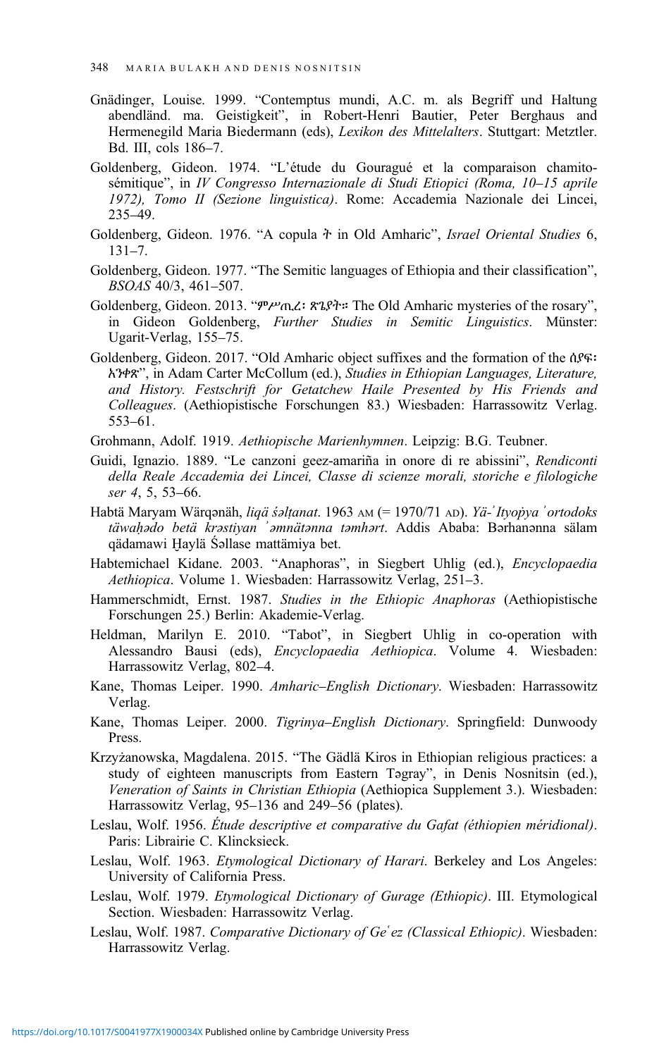Gnädinger, Louise. 1999. "Contemptus mundi, A.C. m. als Begriff und Haltung abendländ. ma. Geistigkeit", in Robert-Henri Bautier, Peter Berghaus and Hermenegild Maria Biedermann (eds), *Lexikon des Mittelalters*. Stuttgart: Metzler. Bd. III, cols 186–7.

Goldenberg, Gideon. 1974. "L'étude du Gouragué et la comparaison chamito-sémitique", in *IV Congresso Internazionale di Studi Etiopici (Roma, 10–15 aprile 1972), Tomo II (Sezione linguistica)*. Rome: Accademia Nazionale dei Lincei, 235–49.

Goldenberg, Gideon. 1976. "A copula ት in Old Amharic", *Israel Oriental Studies* 6, 131–7.

Goldenberg, Gideon. 1977. "The Semitic languages of Ethiopia and their classification", *BSOAS* 40/3, 461–507.

Goldenberg, Gideon. 2013. "ምሥጢረ፡ ጽጌያት። The Old Amharic mysteries of the rosary", in Gideon Goldenberg, *Further Studies in Semitic Linguistics*. Münster: Ugarit-Verlag, 155–75.

Goldenberg, Gideon. 2017. "Old Amharic object suffixes and the formation of the ሰዮፍ፡ አንቀጽ", in Adam Carter McCollum (ed.), *Studies in Ethiopian Languages, Literature, and History. Festschrift for Getatchew Haile Presented by His Friends and Colleagues*. (Aethiopistische Forschungen 83.) Wiesbaden: Harrassowitz Verlag. 553–61.

Grohmann, Adolf. 1919. *Aethiopische Marienhymnen*. Leipzig: B.G. Teubner.

Guidi, Ignazio. 1889. "Le canzoni geez-amariña in onore di re abissini", *Rendiconti della Reale Accademia dei Lincei, Classe di scienze morali, storiche e filologiche ser 4*, 5, 53–66.

Habtä Maryam Wärqənäh, *liqä śəlṭanat*. 1963 AM (= 1970/71 AD). *Yä-ʾItyoṗya ʾortodoks täwaḥədo betä krəstiyan ʾəmnätənna təmhərt*. Addis Ababa: Bərhanənna sälam qädamawi Ḫaylä Śəllase mattämiya bet.

Habtemichael Kidane. 2003. "Anaphoras", in Siegbert Uhlig (ed.), *Encyclopaedia Aethiopica*. Volume 1. Wiesbaden: Harrassowitz Verlag, 251–3.

Hammerschmidt, Ernst. 1987. *Studies in the Ethiopic Anaphoras* (Aethiopistische Forschungen 25.) Berlin: Akademie-Verlag.

Heldman, Marilyn E. 2010. "Tabot", in Siegbert Uhlig in co-operation with Alessandro Bausi (eds), *Encyclopaedia Aethiopica*. Volume 4. Wiesbaden: Harrassowitz Verlag, 802–4.

Kane, Thomas Leiper. 1990. *Amharic–English Dictionary*. Wiesbaden: Harrassowitz Verlag.

Kane, Thomas Leiper. 2000. *Tigrinya–English Dictionary*. Springfield: Dunwoody Press.

Krzyżanowska, Magdalena. 2015. "The Gädlä Kiros in Ethiopian religious practices: a study of eighteen manuscripts from Eastern Təgray", in Denis Nosnitsin (ed.), *Veneration of Saints in Christian Ethiopia* (Aethiopica Supplement 3.). Wiesbaden: Harrassowitz Verlag, 95–136 and 249–56 (plates).

Leslau, Wolf. 1956. *Étude descriptive et comparative du Gafat (éthiopien méridional)*. Paris: Librairie C. Klincksieck.

Leslau, Wolf. 1963. *Etymological Dictionary of Harari*. Berkeley and Los Angeles: University of California Press.

Leslau, Wolf. 1979. *Etymological Dictionary of Gurage (Ethiopic)*. III. Etymological Section. Wiesbaden: Harrassowitz Verlag.

Leslau, Wolf. 1987. *Comparative Dictionary of Geʿez (Classical Ethiopic)*. Wiesbaden: Harrassowitz Verlag.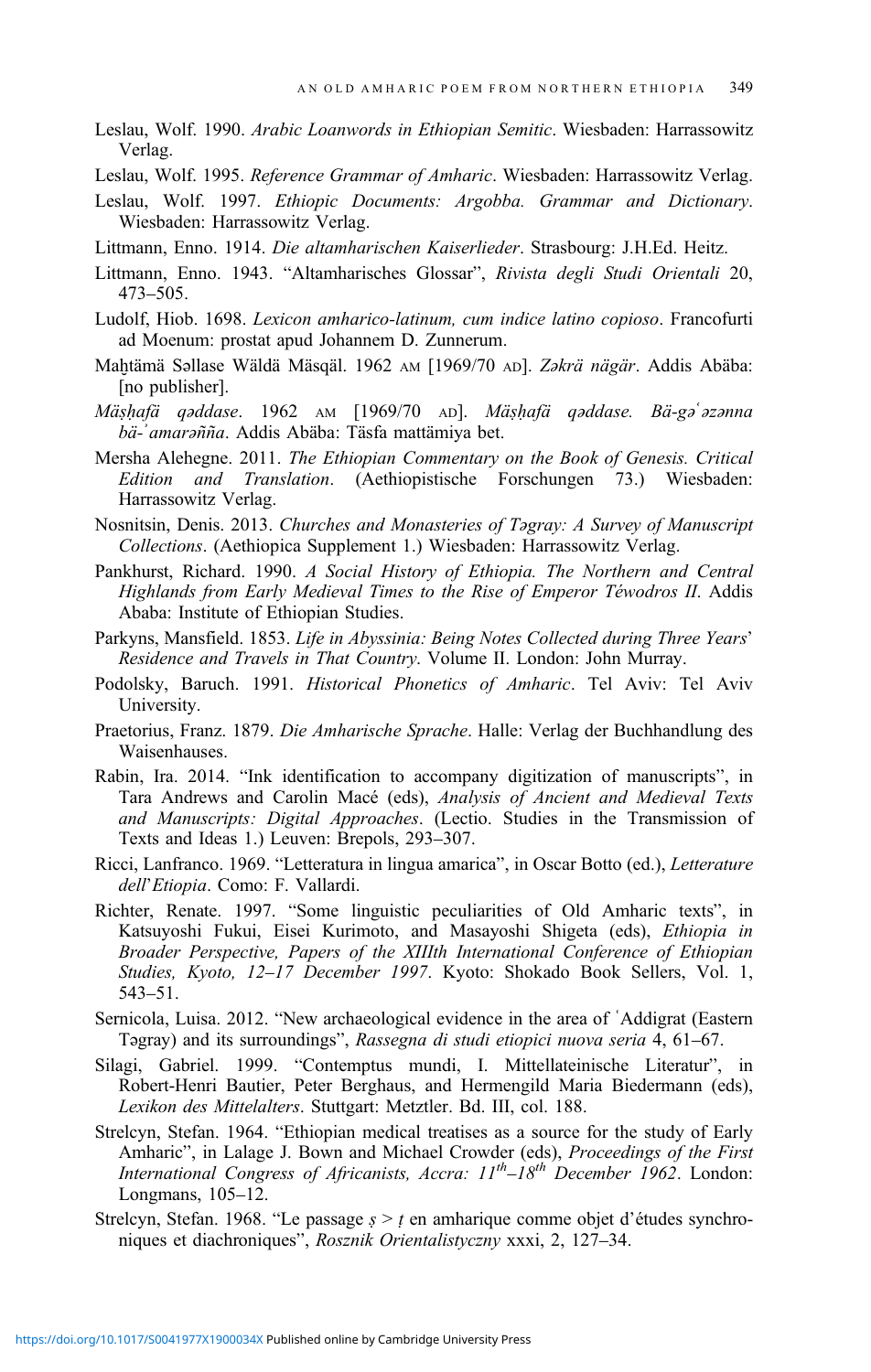Leslau, Wolf. 1990. *Arabic Loanwords in Ethiopian Semitic*. Wiesbaden: Harrassowitz Verlag.

Leslau, Wolf. 1995. *Reference Grammar of Amharic*. Wiesbaden: Harrassowitz Verlag.

Leslau, Wolf. 1997. *Ethiopic Documents: Argobba. Grammar and Dictionary*. Wiesbaden: Harrassowitz Verlag.

Littmann, Enno. 1914. *Die altamharischen Kaiserlieder*. Strasbourg: J.H.Ed. Heitz.

Littmann, Enno. 1943. "Altamharisches Glossar", *Rivista degli Studi Orientali* 20, 473–505.

Ludolf, Hiob. 1698. *Lexicon amharico-latinum, cum indice latino copioso*. Francofurti ad Moenum: prostat apud Johannem D. Zunnerum.

Maḫtämä Səllase Wäldä Mäsqäl. 1962 AM [1969/70 AD]. *Zəkrä nägär*. Addis Abäba: [no publisher].

*Mäṣḥafä qəddase*. 1962 AM [1969/70 AD]. *Mäṣḥafä qəddase. Bä-gəʿəzənna bä-ʾamarəñña*. Addis Abäba: Täsfa mattämiya bet.

Mersha Alehegne. 2011. *The Ethiopian Commentary on the Book of Genesis. Critical Edition and Translation*. (Aethiopistische Forschungen 73.) Wiesbaden: Harrassowitz Verlag.

Nosnitsin, Denis. 2013. *Churches and Monasteries of Təgray: A Survey of Manuscript Collections*. (Aethiopica Supplement 1.) Wiesbaden: Harrassowitz Verlag.

Pankhurst, Richard. 1990. *A Social History of Ethiopia. The Northern and Central Highlands from Early Medieval Times to the Rise of Emperor Téwodros II*. Addis Ababa: Institute of Ethiopian Studies.

Parkyns, Mansfield. 1853. *Life in Abyssinia: Being Notes Collected during Three Years' Residence and Travels in That Country*. Volume II. London: John Murray.

Podolsky, Baruch. 1991. *Historical Phonetics of Amharic*. Tel Aviv: Tel Aviv University.

Praetorius, Franz. 1879. *Die Amharische Sprache*. Halle: Verlag der Buchhandlung des Waisenhauses.

Rabin, Ira. 2014. "Ink identification to accompany digitization of manuscripts", in Tara Andrews and Carolin Macé (eds), *Analysis of Ancient and Medieval Texts and Manuscripts: Digital Approaches*. (Lectio. Studies in the Transmission of Texts and Ideas 1.) Leuven: Brepols, 293–307.

Ricci, Lanfranco. 1969. "Letteratura in lingua amarica", in Oscar Botto (ed.), *Letterature dell'Etiopia*. Como: F. Vallardi.

Richter, Renate. 1997. "Some linguistic peculiarities of Old Amharic texts", in Katsuyoshi Fukui, Eisei Kurimoto, and Masayoshi Shigeta (eds), *Ethiopia in Broader Perspective, Papers of the XIIIth International Conference of Ethiopian Studies, Kyoto, 12–17 December 1997*. Kyoto: Shokado Book Sellers, Vol. 1, 543–51.

Sernicola, Luisa. 2012. "New archaeological evidence in the area of ʿAddigrat (Eastern Təgray) and its surroundings", *Rassegna di studi etiopici nuova seria* 4, 61–67.

Silagi, Gabriel. 1999. "Contemptus mundi, I. Mittellateinische Literatur", in Robert-Henri Bautier, Peter Berghaus, and Hermengild Maria Biedermann (eds), *Lexikon des Mittelalters*. Stuttgart: Metztler. Bd. III, col. 188.

Strelcyn, Stefan. 1964. "Ethiopian medical treatises as a source for the study of Early Amharic", in Lalage J. Bown and Michael Crowder (eds), *Proceedings of the First International Congress of Africanists, Accra: 11th–18th December 1962*. London: Longmans, 105–12.

Strelcyn, Stefan. 1968. "Le passage ṣ > ṭ en amharique comme objet d'études synchroniques et diachroniques", *Rosznik Orientalistyczny* xxxi, 2, 127–34.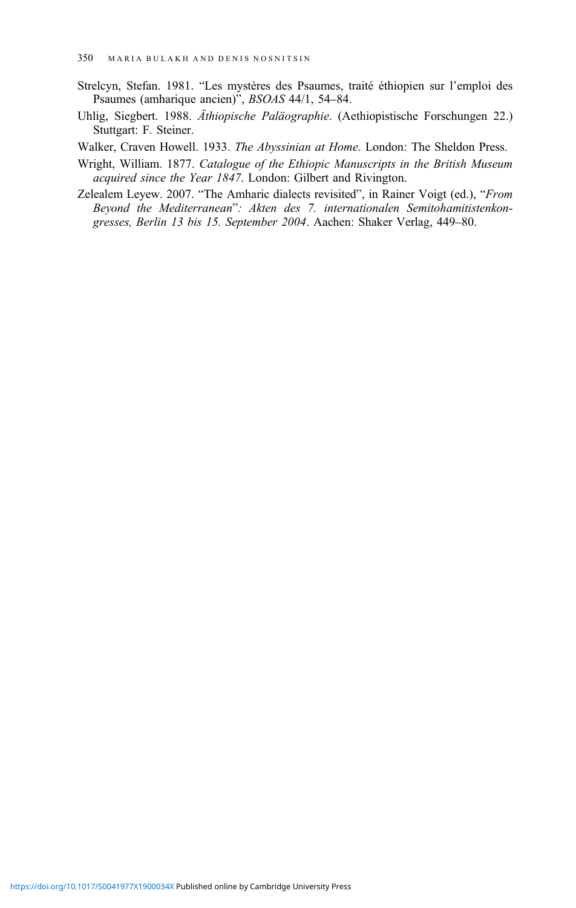Strelcyn, Stefan. 1981. "Les mystères des Psaumes, traité éthiopien sur l'emploi des Psaumes (amharique ancien)", *BSOAS* 44/1, 54–84.

Uhlig, Siegbert. 1988. *Äthiopische Paläographie*. (Aethiopistische Forschungen 22.) Stuttgart: F. Steiner.

Walker, Craven Howell. 1933. *The Abyssinian at Home*. London: The Sheldon Press.

Wright, William. 1877. *Catalogue of the Ethiopic Manuscripts in the British Museum acquired since the Year 1847*. London: Gilbert and Rivington.

Zelealem Leyew. 2007. "The Amharic dialects revisited", in Rainer Voigt (ed.), "*From Beyond the Mediterranean*"*: Akten des 7. internationalen Semitohamitistenkongresses, Berlin 13 bis 15. September 2004*. Aachen: Shaker Verlag, 449–80.

https://doi.org/10.1017/S0041977X1900034X Published online by Cambridge University Press